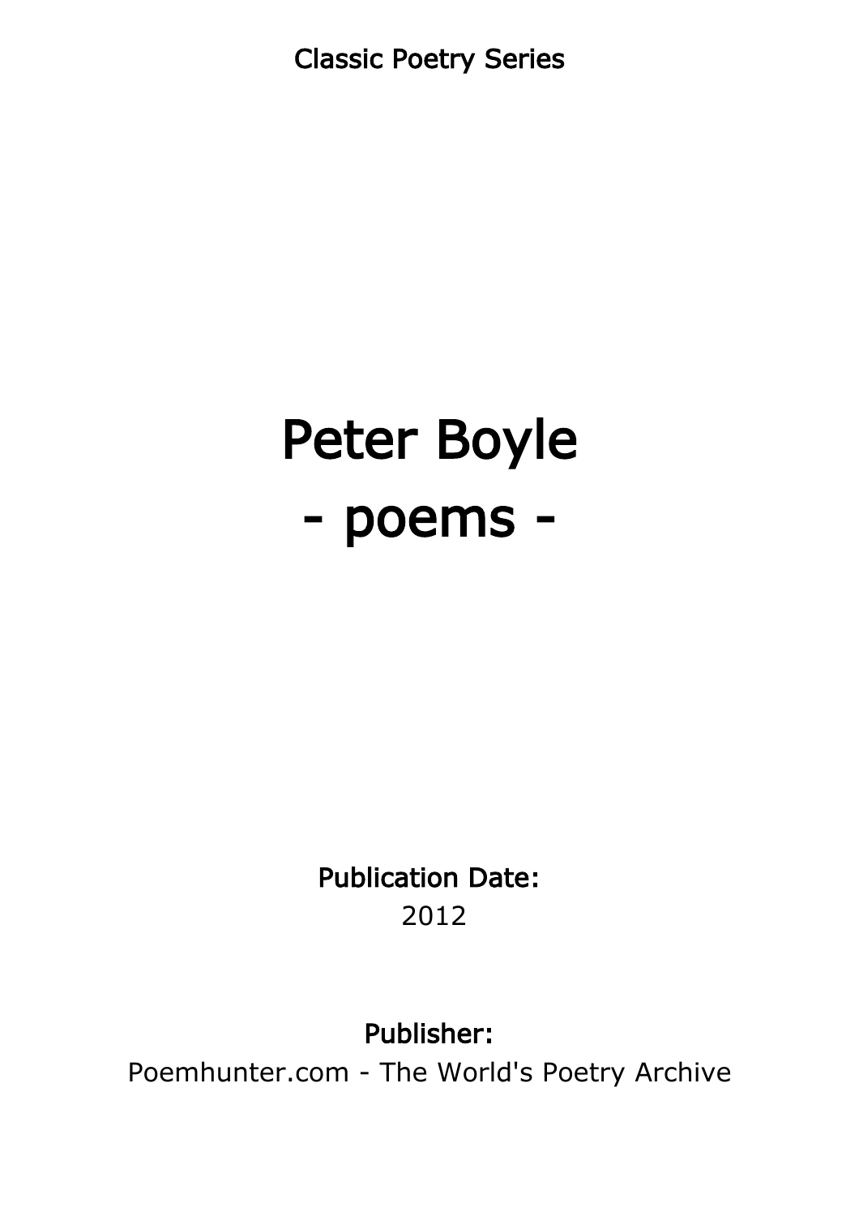Classic Poetry Series

# Peter Boyle
# - poems -

**Publication Date:**
2012

**Publisher:**
Poemhunter.com - The World's Poetry Archive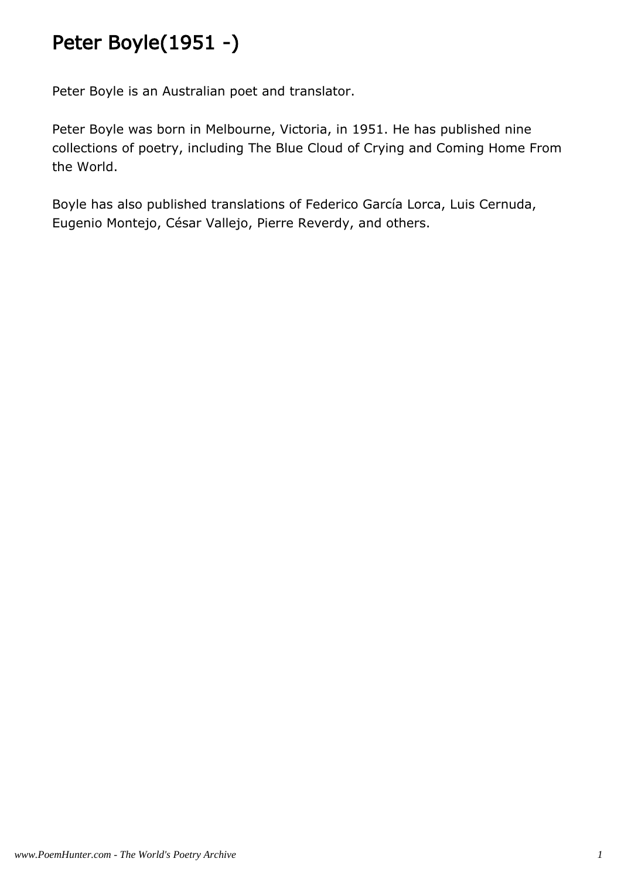# Peter Boyle(1951 -)

Peter Boyle is an Australian poet and translator.

Peter Boyle was born in Melbourne, Victoria, in 1951. He has published nine collections of poetry, including The Blue Cloud of Crying and Coming Home From the World.

Boyle has also published translations of Federico García Lorca, Luis Cernuda, Eugenio Montejo, César Vallejo, Pierre Reverdy, and others.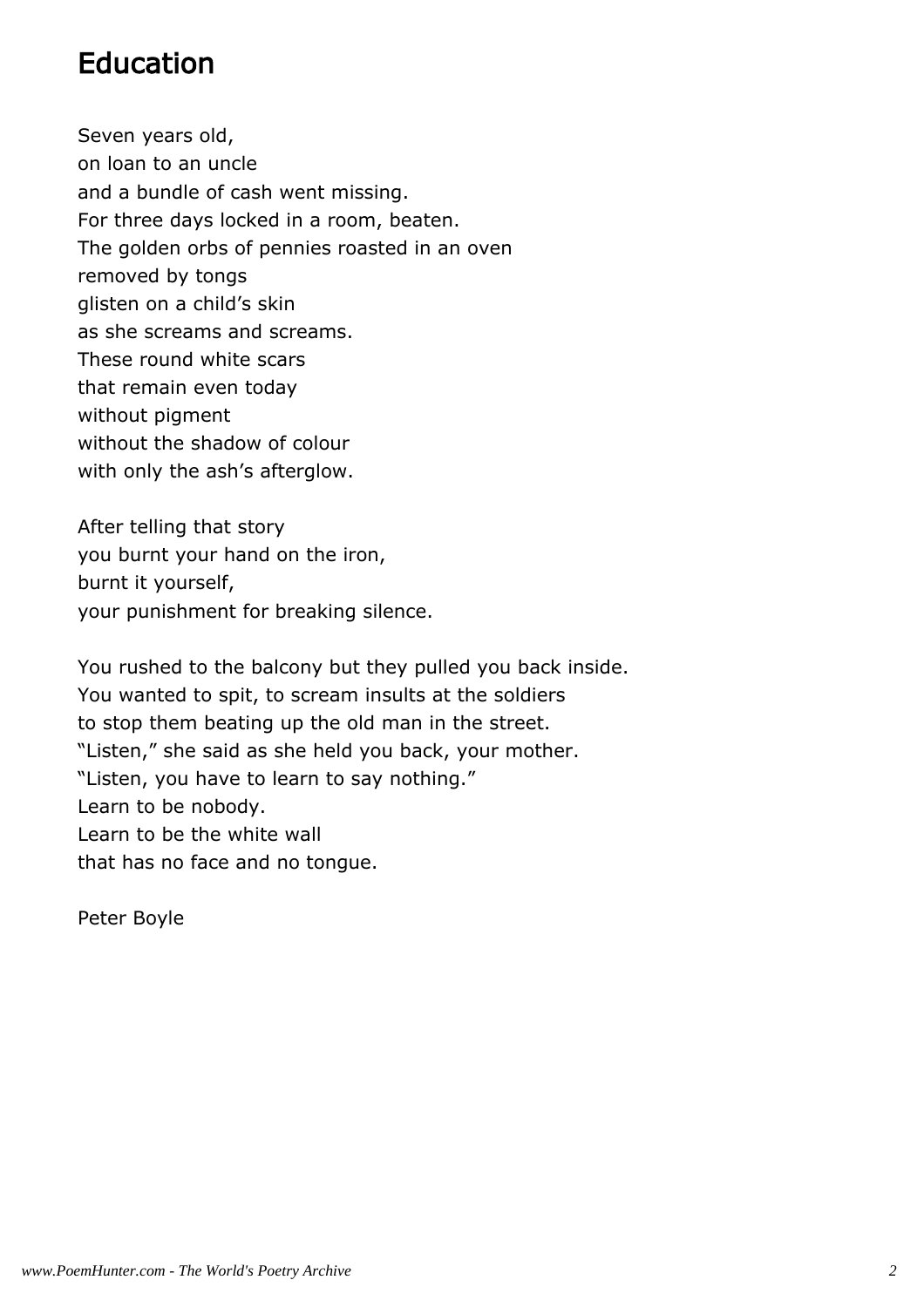# Education

Seven years old,  
on loan to an uncle  
and a bundle of cash went missing.  
For three days locked in a room, beaten.  
The golden orbs of pennies roasted in an oven  
removed by tongs  
glisten on a child's skin  
as she screams and screams.  
These round white scars  
that remain even today  
without pigment  
without the shadow of colour  
with only the ash's afterglow.

After telling that story  
you burnt your hand on the iron,  
burnt it yourself,  
your punishment for breaking silence.

You rushed to the balcony but they pulled you back inside.  
You wanted to spit, to scream insults at the soldiers  
to stop them beating up the old man in the street.  
"Listen," she said as she held you back, your mother.  
"Listen, you have to learn to say nothing."  
Learn to be nobody.  
Learn to be the white wall  
that has no face and no tongue.

Peter Boyle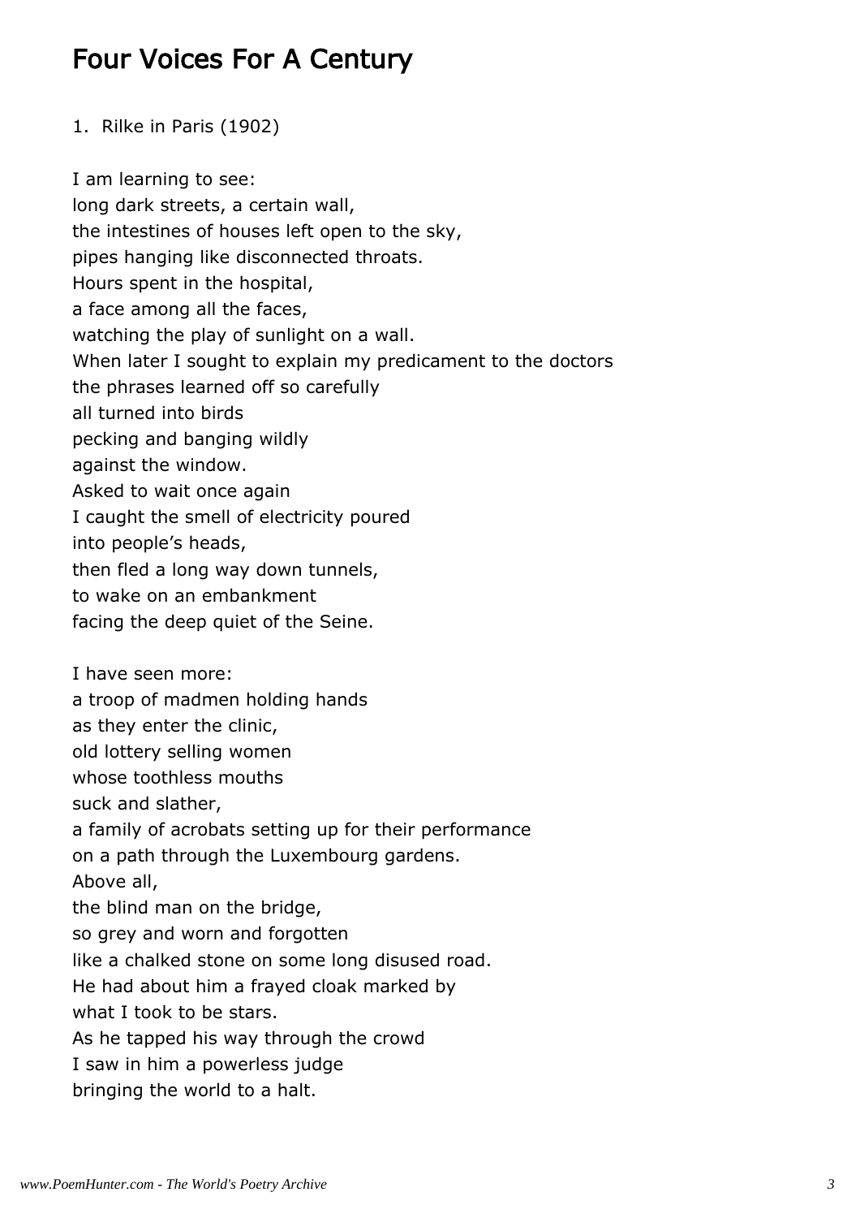# Four Voices For A Century

1. Rilke in Paris (1902)

I am learning to see:
long dark streets, a certain wall,
the intestines of houses left open to the sky,
pipes hanging like disconnected throats.
Hours spent in the hospital,
a face among all the faces,
watching the play of sunlight on a wall.
When later I sought to explain my predicament to the doctors
the phrases learned off so carefully
all turned into birds
pecking and banging wildly
against the window.
Asked to wait once again
I caught the smell of electricity poured
into people's heads,
then fled a long way down tunnels,
to wake on an embankment
facing the deep quiet of the Seine.

I have seen more:
a troop of madmen holding hands
as they enter the clinic,
old lottery selling women
whose toothless mouths
suck and slather,
a family of acrobats setting up for their performance
on a path through the Luxembourg gardens.
Above all,
the blind man on the bridge,
so grey and worn and forgotten
like a chalked stone on some long disused road.
He had about him a frayed cloak marked by
what I took to be stars.
As he tapped his way through the crowd
I saw in him a powerless judge
bringing the world to a halt.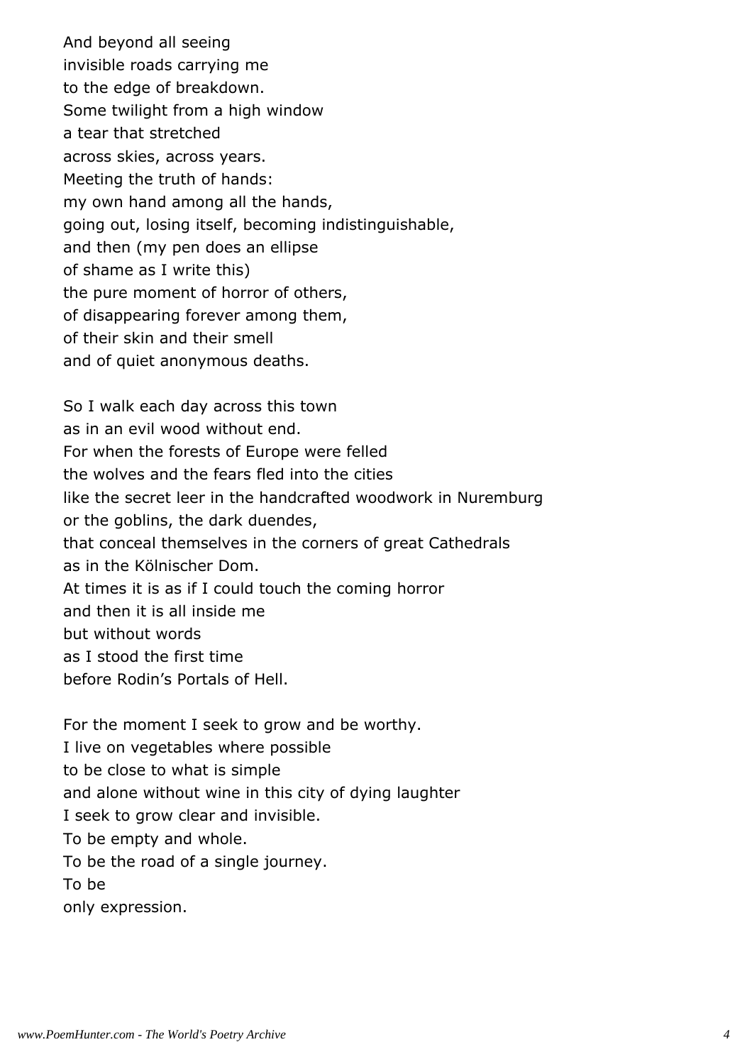And beyond all seeing
invisible roads carrying me
to the edge of breakdown.
Some twilight from a high window
a tear that stretched
across skies, across years.
Meeting the truth of hands:
my own hand among all the hands,
going out, losing itself, becoming indistinguishable,
and then (my pen does an ellipse
of shame as I write this)
the pure moment of horror of others,
of disappearing forever among them,
of their skin and their smell
and of quiet anonymous deaths.

So I walk each day across this town
as in an evil wood without end.
For when the forests of Europe were felled
the wolves and the fears fled into the cities
like the secret leer in the handcrafted woodwork in Nuremburg
or the goblins, the dark duendes,
that conceal themselves in the corners of great Cathedrals
as in the Kölnischer Dom.
At times it is as if I could touch the coming horror
and then it is all inside me
but without words
as I stood the first time
before Rodin's Portals of Hell.

For the moment I seek to grow and be worthy.
I live on vegetables where possible
to be close to what is simple
and alone without wine in this city of dying laughter
I seek to grow clear and invisible.
To be empty and whole.
To be the road of a single journey.
To be
only expression.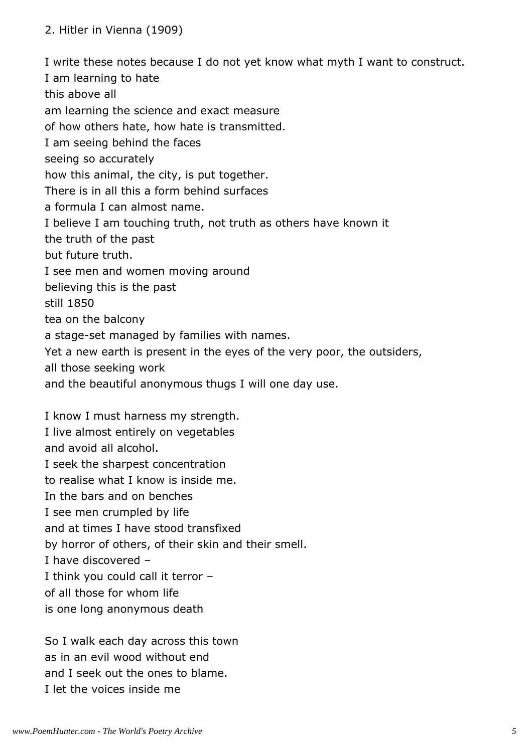2. Hitler in Vienna (1909)

I write these notes because I do not yet know what myth I want to construct.  
I am learning to hate  
this above all  
am learning the science and exact measure  
of how others hate, how hate is transmitted.  
I am seeing behind the faces  
seeing so accurately  
how this animal, the city, is put together.  
There is in all this a form behind surfaces  
a formula I can almost name.  
I believe I am touching truth, not truth as others have known it  
the truth of the past  
but future truth.  
I see men and women moving around  
believing this is the past  
still 1850  
tea on the balcony  
a stage-set managed by families with names.  
Yet a new earth is present in the eyes of the very poor, the outsiders,  
all those seeking work  
and the beautiful anonymous thugs I will one day use.

I know I must harness my strength.  
I live almost entirely on vegetables  
and avoid all alcohol.  
I seek the sharpest concentration  
to realise what I know is inside me.  
In the bars and on benches  
I see men crumpled by life  
and at times I have stood transfixed  
by horror of others, of their skin and their smell.  
I have discovered –  
I think you could call it terror –  
of all those for whom life  
is one long anonymous death

So I walk each day across this town  
as in an evil wood without end  
and I seek out the ones to blame.  
I let the voices inside me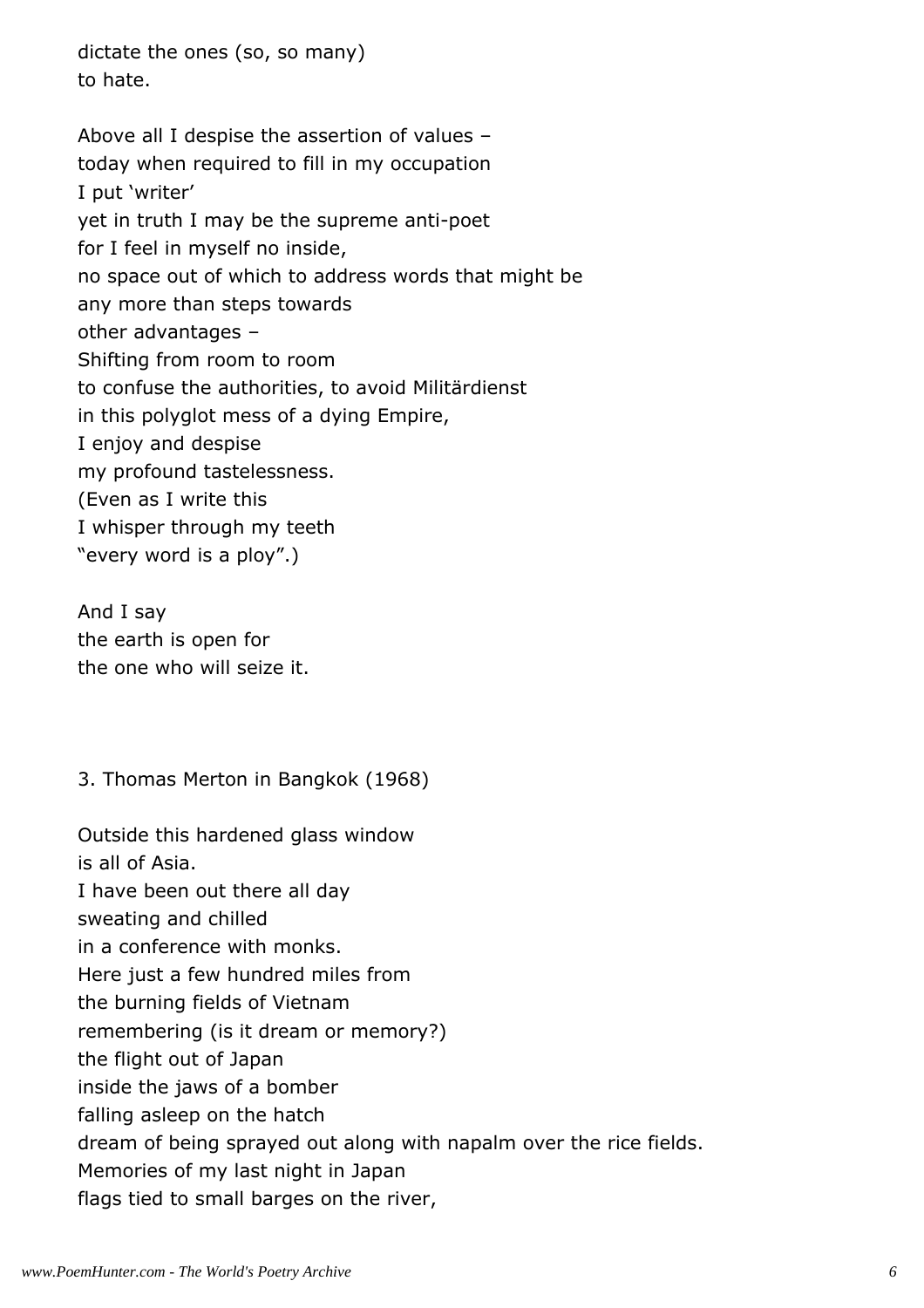dictate the ones (so, so many)
to hate.

Above all I despise the assertion of values –
today when required to fill in my occupation
I put 'writer'
yet in truth I may be the supreme anti-poet
for I feel in myself no inside,
no space out of which to address words that might be
any more than steps towards
other advantages –
Shifting from room to room
to confuse the authorities, to avoid Militärdienst
in this polyglot mess of a dying Empire,
I enjoy and despise
my profound tastelessness.
(Even as I write this
I whisper through my teeth
"every word is a ploy".)

And I say
the earth is open for
the one who will seize it.

3. Thomas Merton in Bangkok (1968)

Outside this hardened glass window
is all of Asia.
I have been out there all day
sweating and chilled
in a conference with monks.
Here just a few hundred miles from
the burning fields of Vietnam
remembering (is it dream or memory?)
the flight out of Japan
inside the jaws of a bomber
falling asleep on the hatch
dream of being sprayed out along with napalm over the rice fields.
Memories of my last night in Japan
flags tied to small barges on the river,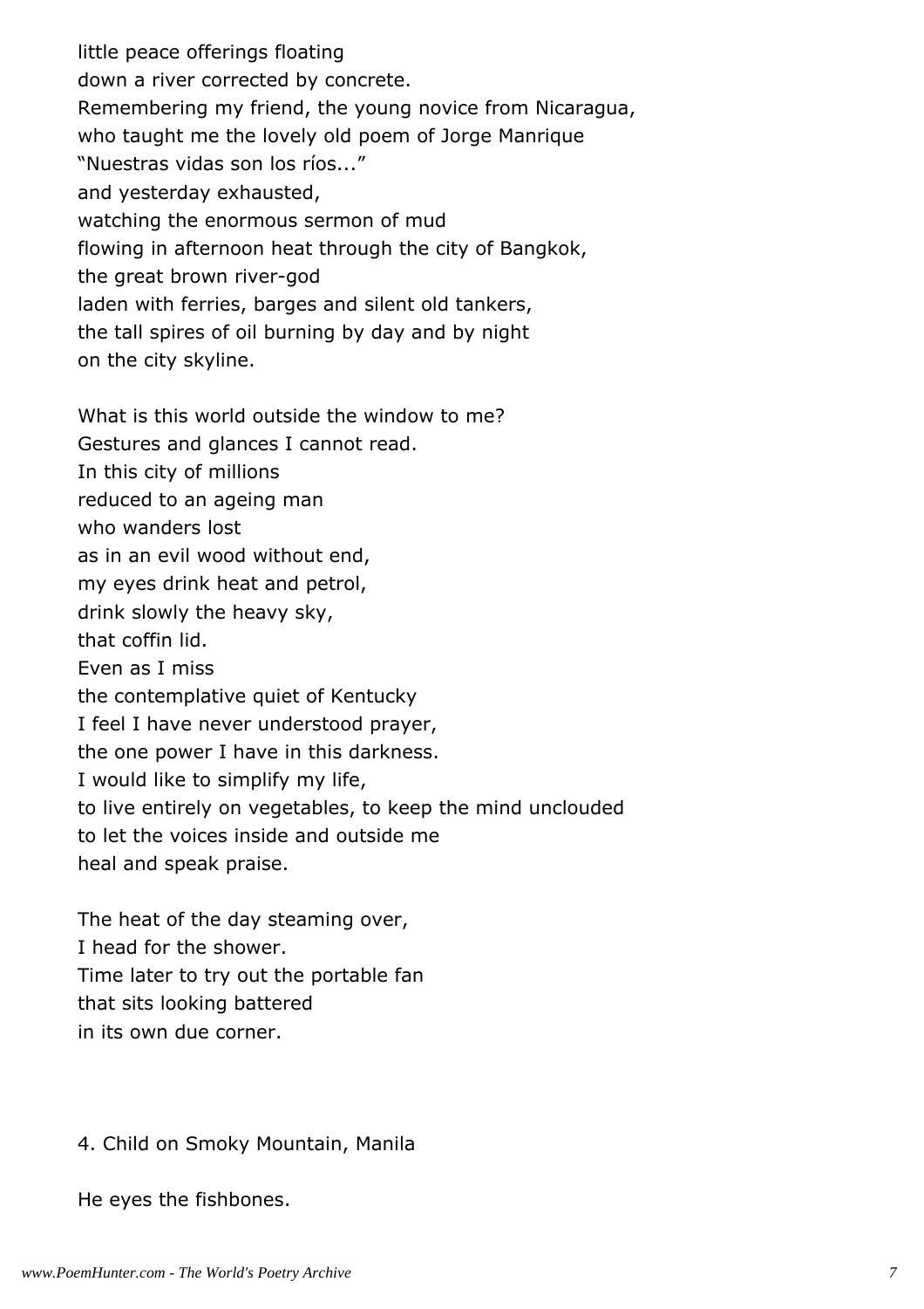little peace offerings floating
down a river corrected by concrete.
Remembering my friend, the young novice from Nicaragua,
who taught me the lovely old poem of Jorge Manrique
"Nuestras vidas son los ríos..."
and yesterday exhausted,
watching the enormous sermon of mud
flowing in afternoon heat through the city of Bangkok,
the great brown river-god
laden with ferries, barges and silent old tankers,
the tall spires of oil burning by day and by night
on the city skyline.

What is this world outside the window to me?
Gestures and glances I cannot read.
In this city of millions
reduced to an ageing man
who wanders lost
as in an evil wood without end,
my eyes drink heat and petrol,
drink slowly the heavy sky,
that coffin lid.
Even as I miss
the contemplative quiet of Kentucky
I feel I have never understood prayer,
the one power I have in this darkness.
I would like to simplify my life,
to live entirely on vegetables, to keep the mind unclouded
to let the voices inside and outside me
heal and speak praise.

The heat of the day steaming over,
I head for the shower.
Time later to try out the portable fan
that sits looking battered
in its own due corner.

4. Child on Smoky Mountain, Manila

He eyes the fishbones.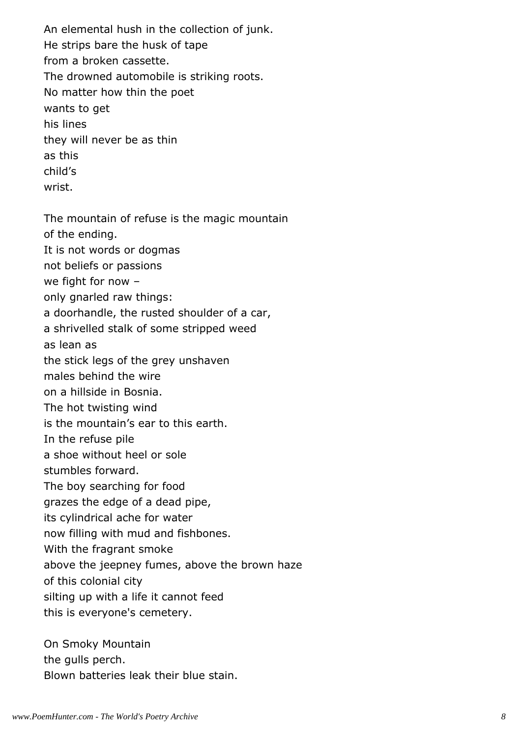An elemental hush in the collection of junk.
He strips bare the husk of tape
from a broken cassette.
The drowned automobile is striking roots.
No matter how thin the poet
wants to get
his lines
they will never be as thin
as this
child's
wrist.

The mountain of refuse is the magic mountain
of the ending.
It is not words or dogmas
not beliefs or passions
we fight for now –
only gnarled raw things:
a doorhandle, the rusted shoulder of a car,
a shrivelled stalk of some stripped weed
as lean as
the stick legs of the grey unshaven
males behind the wire
on a hillside in Bosnia.
The hot twisting wind
is the mountain's ear to this earth.
In the refuse pile
a shoe without heel or sole
stumbles forward.
The boy searching for food
grazes the edge of a dead pipe,
its cylindrical ache for water
now filling with mud and fishbones.
With the fragrant smoke
above the jeepney fumes, above the brown haze
of this colonial city
silting up with a life it cannot feed
this is everyone's cemetery.

On Smoky Mountain
the gulls perch.
Blown batteries leak their blue stain.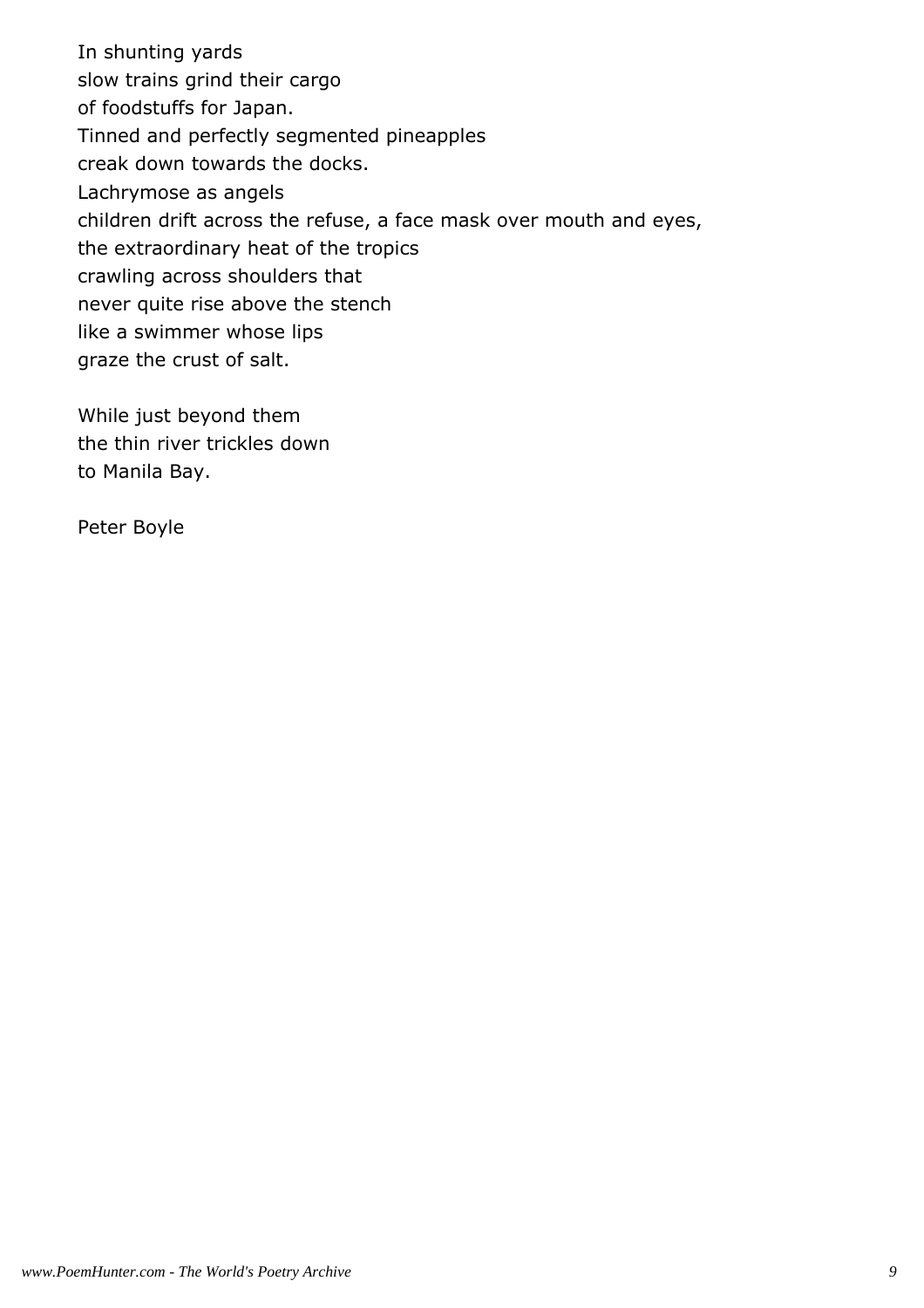In shunting yards
slow trains grind their cargo
of foodstuffs for Japan.
Tinned and perfectly segmented pineapples
creak down towards the docks.
Lachrymose as angels
children drift across the refuse, a face mask over mouth and eyes,
the extraordinary heat of the tropics
crawling across shoulders that
never quite rise above the stench
like a swimmer whose lips
graze the crust of salt.

While just beyond them
the thin river trickles down
to Manila Bay.

Peter Boyle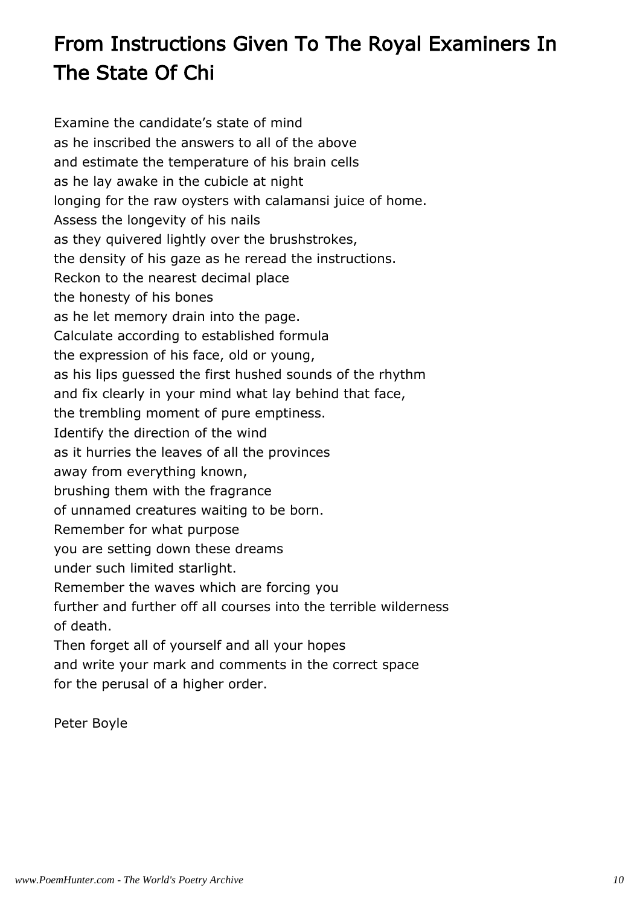# From Instructions Given To The Royal Examiners In The State Of Chi

Examine the candidate's state of mind
as he inscribed the answers to all of the above
and estimate the temperature of his brain cells
as he lay awake in the cubicle at night
longing for the raw oysters with calamansi juice of home.
Assess the longevity of his nails
as they quivered lightly over the brushstrokes,
the density of his gaze as he reread the instructions.
Reckon to the nearest decimal place
the honesty of his bones
as he let memory drain into the page.
Calculate according to established formula
the expression of his face, old or young,
as his lips guessed the first hushed sounds of the rhythm
and fix clearly in your mind what lay behind that face,
the trembling moment of pure emptiness.
Identify the direction of the wind
as it hurries the leaves of all the provinces
away from everything known,
brushing them with the fragrance
of unnamed creatures waiting to be born.
Remember for what purpose
you are setting down these dreams
under such limited starlight.
Remember the waves which are forcing you
further and further off all courses into the terrible wilderness
of death.
Then forget all of yourself and all your hopes
and write your mark and comments in the correct space
for the perusal of a higher order.

Peter Boyle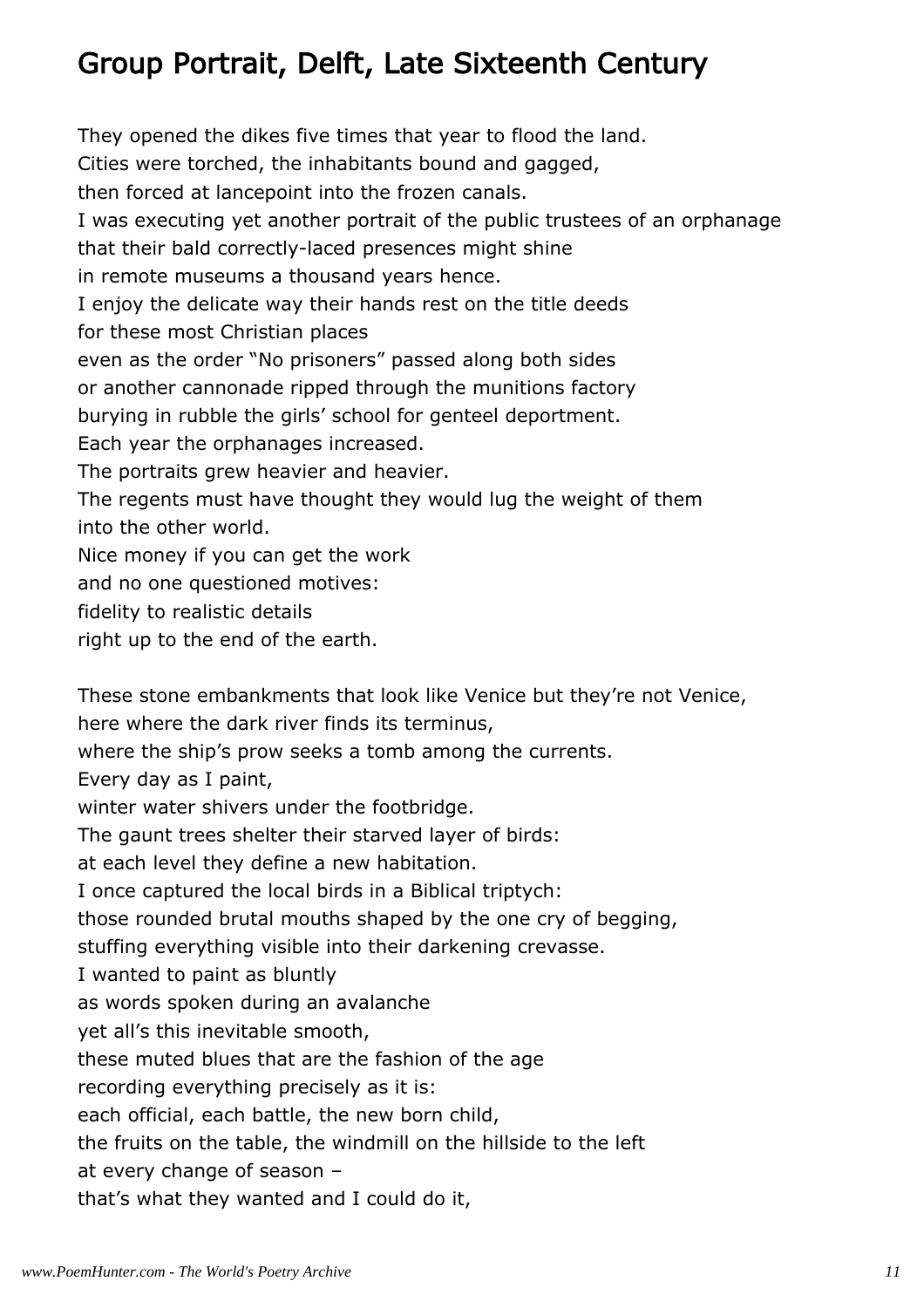## Group Portrait, Delft, Late Sixteenth Century

They opened the dikes five times that year to flood the land.
Cities were torched, the inhabitants bound and gagged,
then forced at lancepoint into the frozen canals.
I was executing yet another portrait of the public trustees of an orphanage
that their bald correctly-laced presences might shine
in remote museums a thousand years hence.
I enjoy the delicate way their hands rest on the title deeds
for these most Christian places
even as the order "No prisoners" passed along both sides
or another cannonade ripped through the munitions factory
burying in rubble the girls' school for genteel deportment.
Each year the orphanages increased.
The portraits grew heavier and heavier.
The regents must have thought they would lug the weight of them
into the other world.
Nice money if you can get the work
and no one questioned motives:
fidelity to realistic details
right up to the end of the earth.

These stone embankments that look like Venice but they're not Venice,
here where the dark river finds its terminus,
where the ship's prow seeks a tomb among the currents.
Every day as I paint,
winter water shivers under the footbridge.
The gaunt trees shelter their starved layer of birds:
at each level they define a new habitation.
I once captured the local birds in a Biblical triptych:
those rounded brutal mouths shaped by the one cry of begging,
stuffing everything visible into their darkening crevasse.
I wanted to paint as bluntly
as words spoken during an avalanche
yet all's this inevitable smooth,
these muted blues that are the fashion of the age
recording everything precisely as it is:
each official, each battle, the new born child,
the fruits on the table, the windmill on the hillside to the left
at every change of season –
that's what they wanted and I could do it,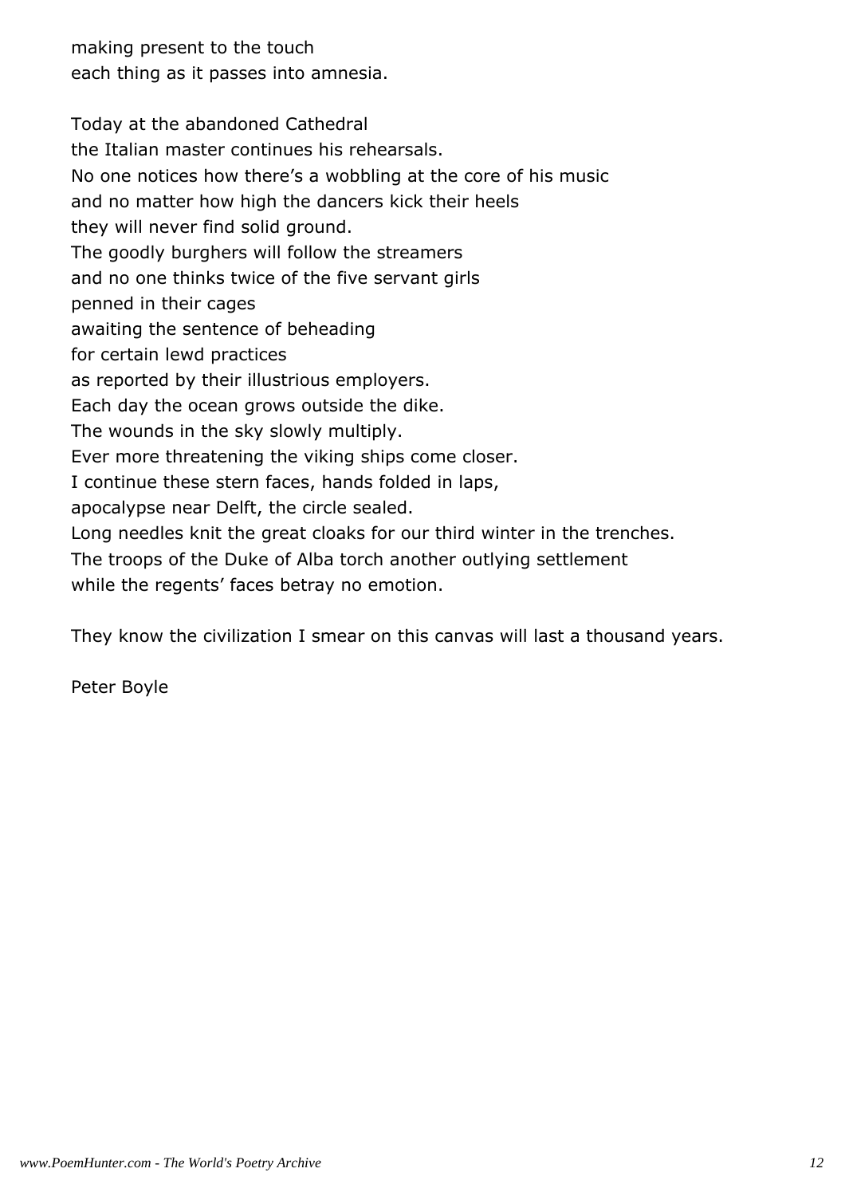making present to the touch  
each thing as it passes into amnesia.

Today at the abandoned Cathedral  
the Italian master continues his rehearsals.  
No one notices how there’s a wobbling at the core of his music  
and no matter how high the dancers kick their heels  
they will never find solid ground.  
The goodly burghers will follow the streamers  
and no one thinks twice of the five servant girls  
penned in their cages  
awaiting the sentence of beheading  
for certain lewd practices  
as reported by their illustrious employers.  
Each day the ocean grows outside the dike.  
The wounds in the sky slowly multiply.  
Ever more threatening the viking ships come closer.  
I continue these stern faces, hands folded in laps,  
apocalypse near Delft, the circle sealed.  
Long needles knit the great cloaks for our third winter in the trenches.  
The troops of the Duke of Alba torch another outlying settlement  
while the regents’ faces betray no emotion.

They know the civilization I smear on this canvas will last a thousand years.

Peter Boyle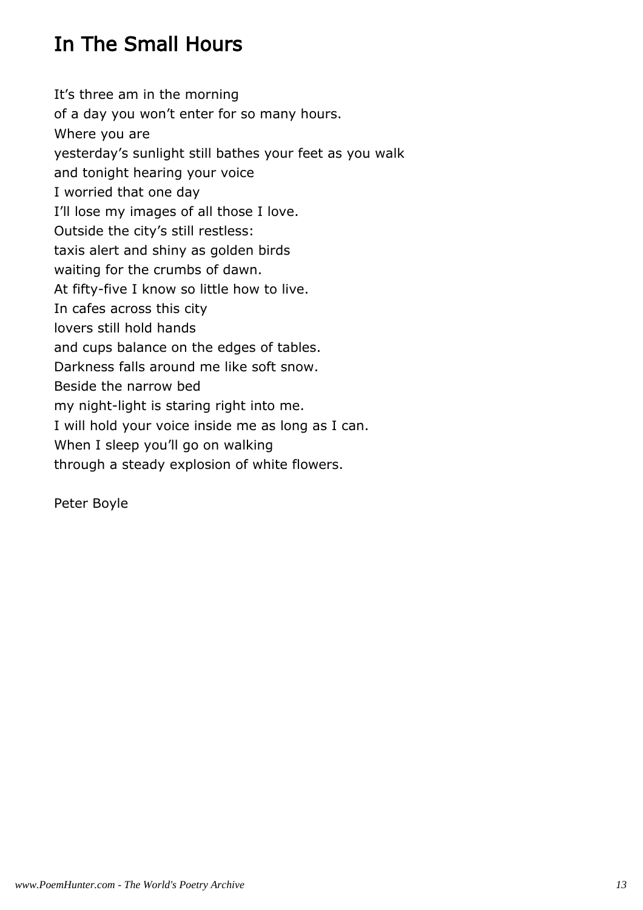# In The Small Hours

It’s three am in the morning  
of a day you won’t enter for so many hours.  
Where you are  
yesterday’s sunlight still bathes your feet as you walk  
and tonight hearing your voice  
I worried that one day  
I’ll lose my images of all those I love.  
Outside the city’s still restless:  
taxis alert and shiny as golden birds  
waiting for the crumbs of dawn.  
At fifty-five I know so little how to live.  
In cafes across this city  
lovers still hold hands  
and cups balance on the edges of tables.  
Darkness falls around me like soft snow.  
Beside the narrow bed  
my night-light is staring right into me.  
I will hold your voice inside me as long as I can.  
When I sleep you’ll go on walking  
through a steady explosion of white flowers.

Peter Boyle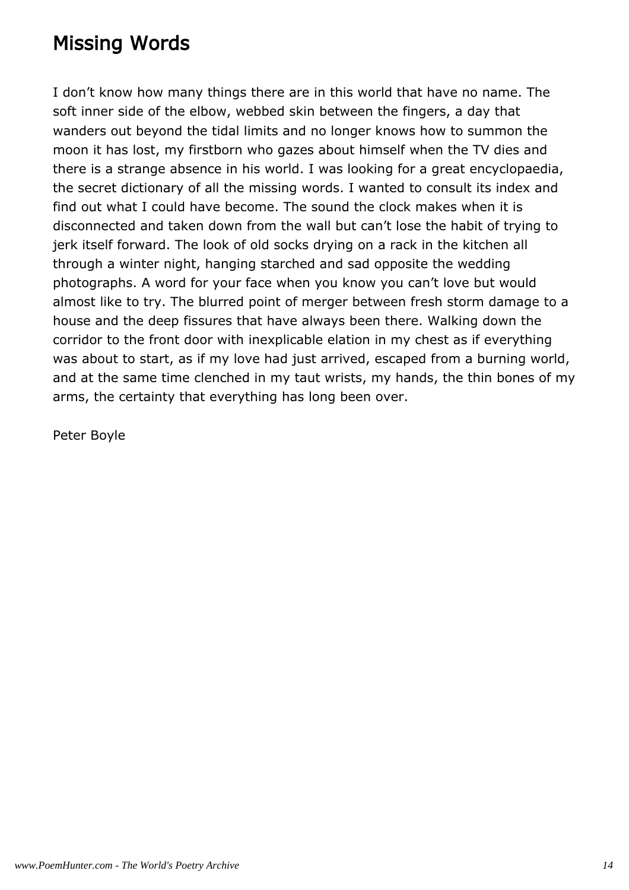# Missing Words

I don’t know how many things there are in this world that have no name. The soft inner side of the elbow, webbed skin between the fingers, a day that wanders out beyond the tidal limits and no longer knows how to summon the moon it has lost, my firstborn who gazes about himself when the TV dies and there is a strange absence in his world. I was looking for a great encyclopaedia, the secret dictionary of all the missing words. I wanted to consult its index and find out what I could have become. The sound the clock makes when it is disconnected and taken down from the wall but can’t lose the habit of trying to jerk itself forward. The look of old socks drying on a rack in the kitchen all through a winter night, hanging starched and sad opposite the wedding photographs. A word for your face when you know you can’t love but would almost like to try. The blurred point of merger between fresh storm damage to a house and the deep fissures that have always been there. Walking down the corridor to the front door with inexplicable elation in my chest as if everything was about to start, as if my love had just arrived, escaped from a burning world, and at the same time clenched in my taut wrists, my hands, the thin bones of my arms, the certainty that everything has long been over.

Peter Boyle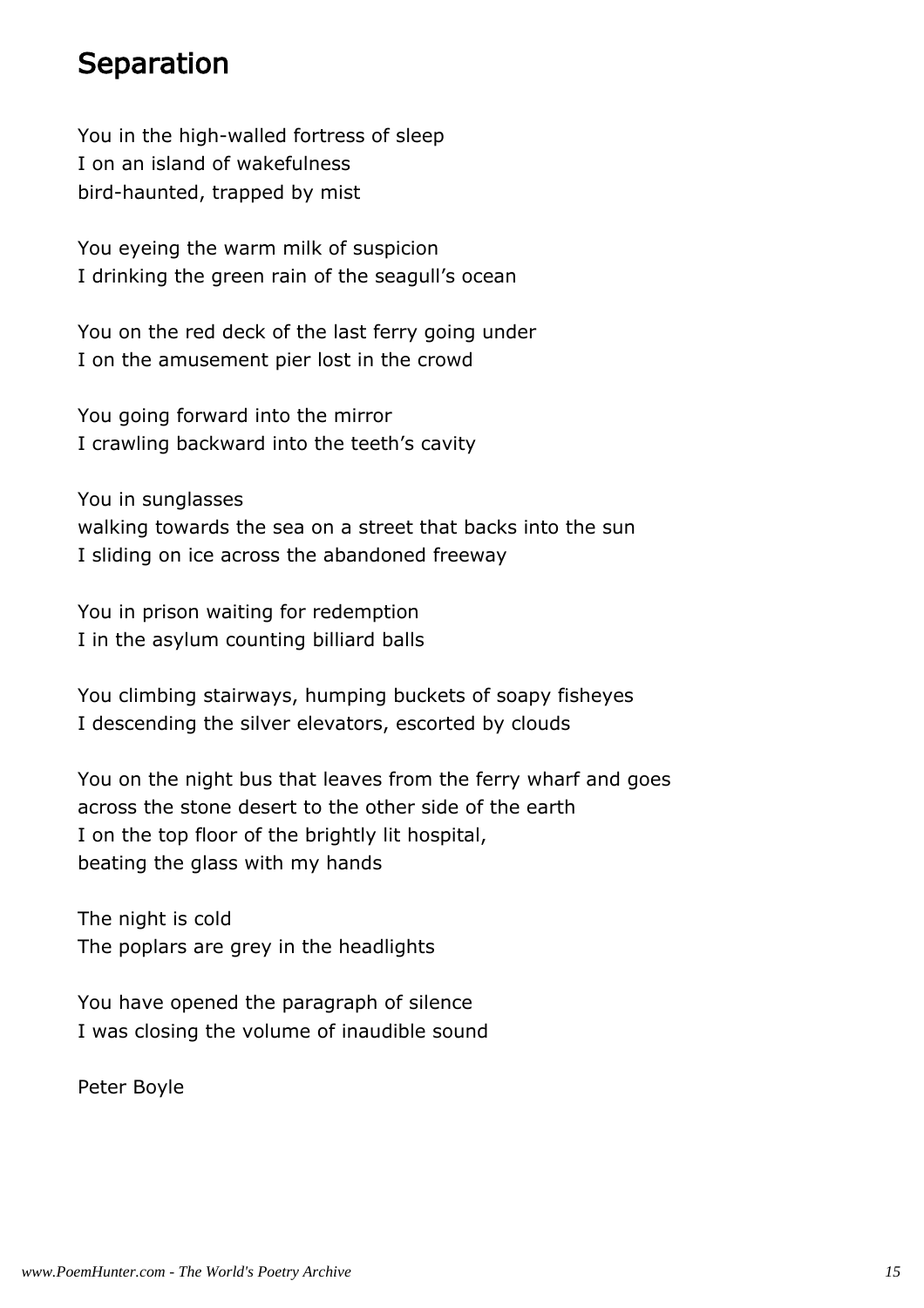## Separation

You in the high-walled fortress of sleep
I on an island of wakefulness
bird-haunted, trapped by mist

You eyeing the warm milk of suspicion
I drinking the green rain of the seagull's ocean

You on the red deck of the last ferry going under
I on the amusement pier lost in the crowd

You going forward into the mirror
I crawling backward into the teeth's cavity

You in sunglasses
walking towards the sea on a street that backs into the sun
I sliding on ice across the abandoned freeway

You in prison waiting for redemption
I in the asylum counting billiard balls

You climbing stairways, humping buckets of soapy fisheyes
I descending the silver elevators, escorted by clouds

You on the night bus that leaves from the ferry wharf and goes
across the stone desert to the other side of the earth
I on the top floor of the brightly lit hospital,
beating the glass with my hands

The night is cold
The poplars are grey in the headlights

You have opened the paragraph of silence
I was closing the volume of inaudible sound

Peter Boyle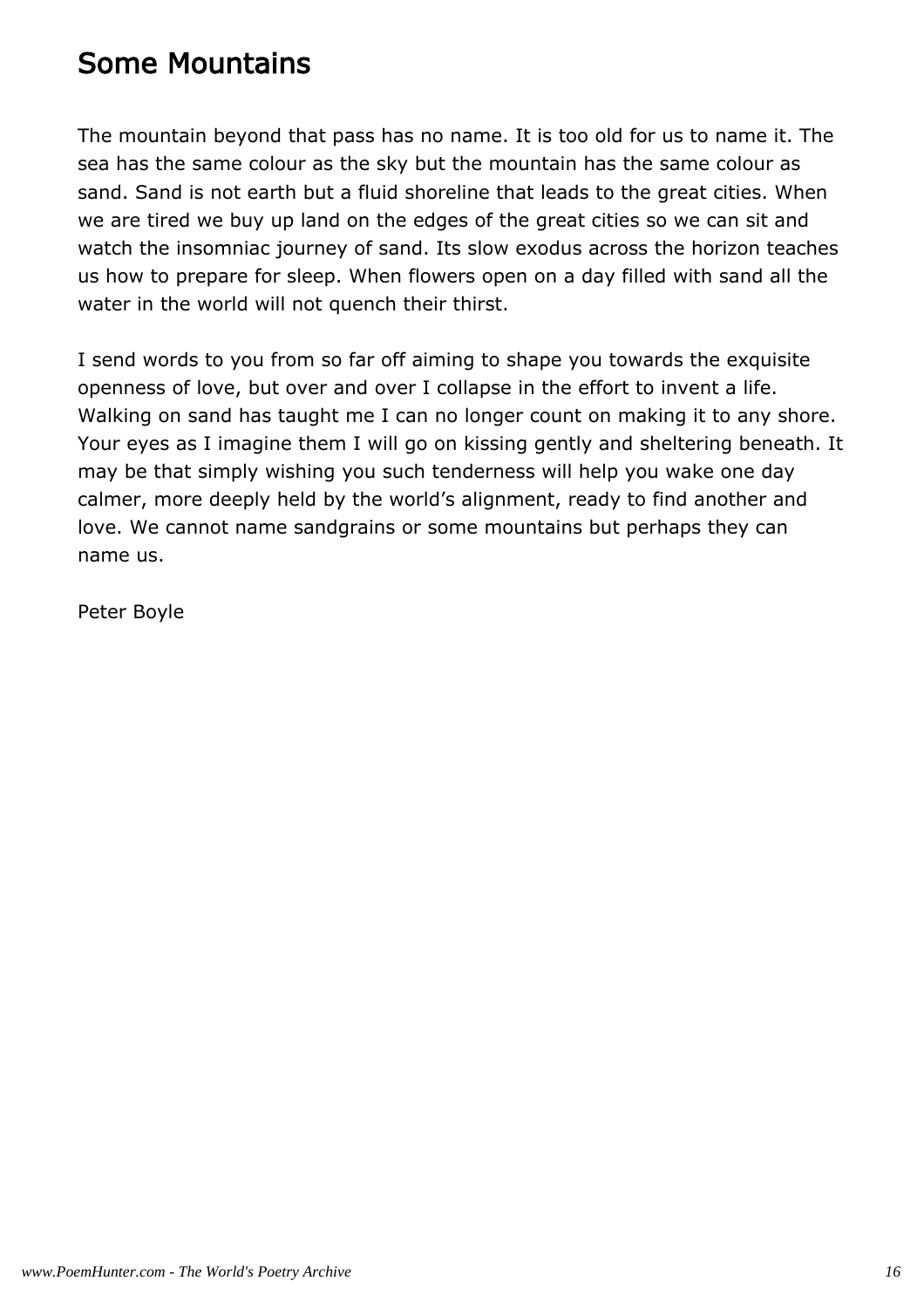# Some Mountains

The mountain beyond that pass has no name. It is too old for us to name it. The sea has the same colour as the sky but the mountain has the same colour as sand. Sand is not earth but a fluid shoreline that leads to the great cities. When we are tired we buy up land on the edges of the great cities so we can sit and watch the insomniac journey of sand. Its slow exodus across the horizon teaches us how to prepare for sleep. When flowers open on a day filled with sand all the water in the world will not quench their thirst.

I send words to you from so far off aiming to shape you towards the exquisite openness of love, but over and over I collapse in the effort to invent a life. Walking on sand has taught me I can no longer count on making it to any shore. Your eyes as I imagine them I will go on kissing gently and sheltering beneath. It may be that simply wishing you such tenderness will help you wake one day calmer, more deeply held by the world's alignment, ready to find another and love. We cannot name sandgrains or some mountains but perhaps they can name us.

Peter Boyle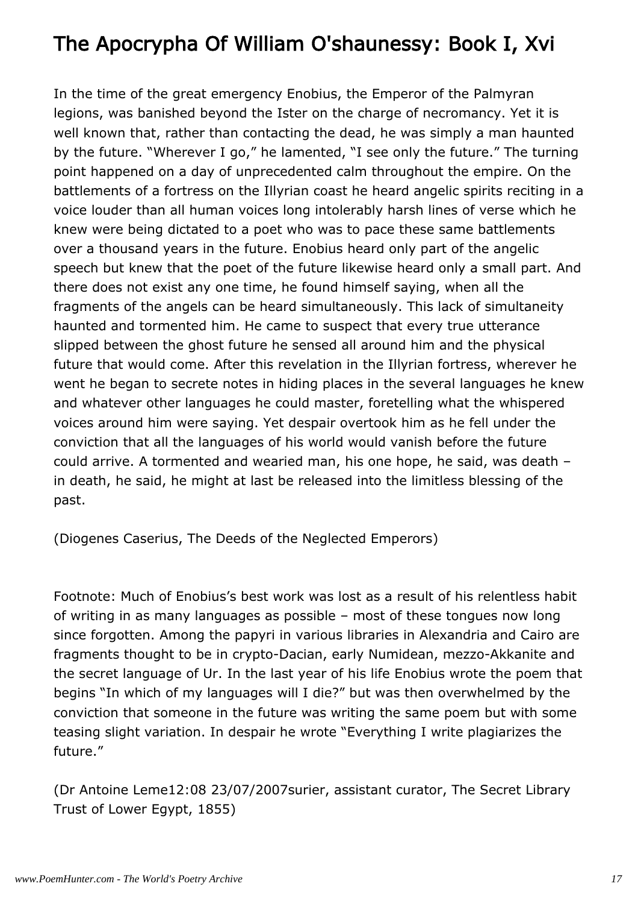# The Apocrypha Of William O'shaunessy: Book I, Xvi

In the time of the great emergency Enobius, the Emperor of the Palmyran legions, was banished beyond the Ister on the charge of necromancy. Yet it is well known that, rather than contacting the dead, he was simply a man haunted by the future. "Wherever I go," he lamented, "I see only the future." The turning point happened on a day of unprecedented calm throughout the empire. On the battlements of a fortress on the Illyrian coast he heard angelic spirits reciting in a voice louder than all human voices long intolerably harsh lines of verse which he knew were being dictated to a poet who was to pace these same battlements over a thousand years in the future. Enobius heard only part of the angelic speech but knew that the poet of the future likewise heard only a small part. And there does not exist any one time, he found himself saying, when all the fragments of the angels can be heard simultaneously. This lack of simultaneity haunted and tormented him. He came to suspect that every true utterance slipped between the ghost future he sensed all around him and the physical future that would come. After this revelation in the Illyrian fortress, wherever he went he began to secrete notes in hiding places in the several languages he knew and whatever other languages he could master, foretelling what the whispered voices around him were saying. Yet despair overtook him as he fell under the conviction that all the languages of his world would vanish before the future could arrive. A tormented and wearied man, his one hope, he said, was death – in death, he said, he might at last be released into the limitless blessing of the past.

(Diogenes Caserius, The Deeds of the Neglected Emperors)

Footnote: Much of Enobius's best work was lost as a result of his relentless habit of writing in as many languages as possible – most of these tongues now long since forgotten. Among the papyri in various libraries in Alexandria and Cairo are fragments thought to be in crypto-Dacian, early Numidean, mezzo-Akkanite and the secret language of Ur. In the last year of his life Enobius wrote the poem that begins "In which of my languages will I die?" but was then overwhelmed by the conviction that someone in the future was writing the same poem but with some teasing slight variation. In despair he wrote "Everything I write plagiarizes the future."

(Dr Antoine Leme12:08 23/07/2007surier, assistant curator, The Secret Library Trust of Lower Egypt, 1855)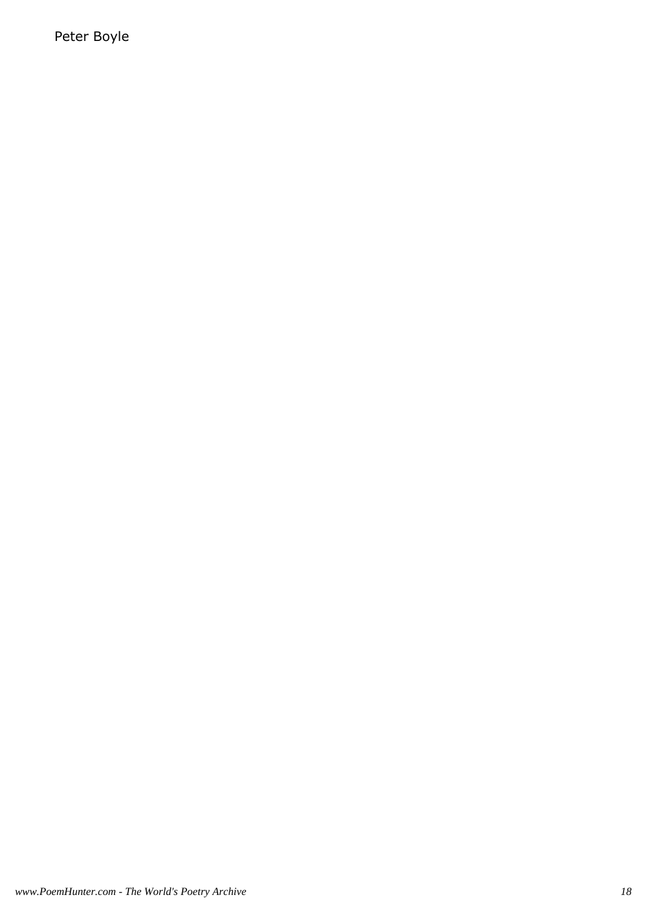Peter Boyle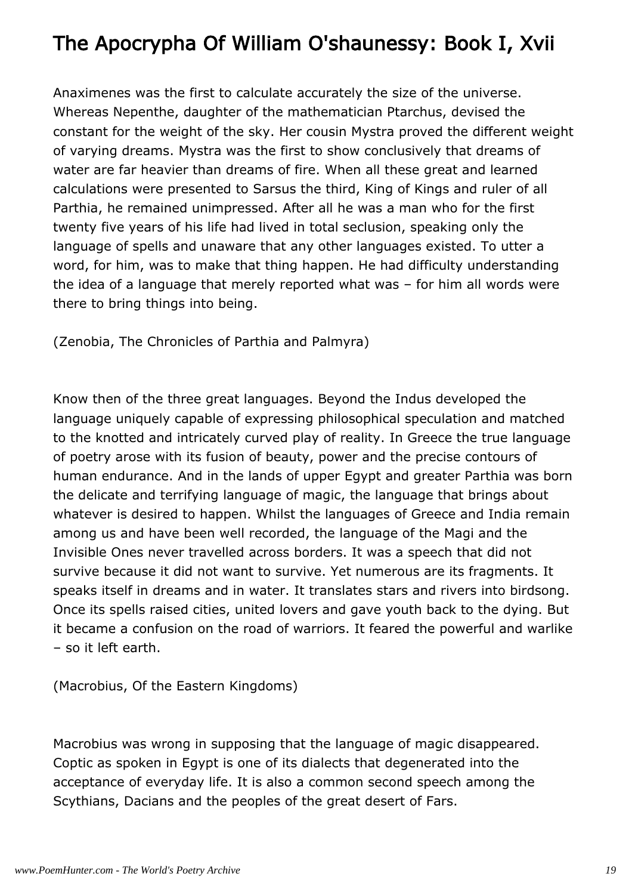# The Apocrypha Of William O'shaunessy: Book I, Xvii

Anaximenes was the first to calculate accurately the size of the universe. Whereas Nepenthe, daughter of the mathematician Ptarchus, devised the constant for the weight of the sky. Her cousin Mystra proved the different weight of varying dreams. Mystra was the first to show conclusively that dreams of water are far heavier than dreams of fire. When all these great and learned calculations were presented to Sarsus the third, King of Kings and ruler of all Parthia, he remained unimpressed. After all he was a man who for the first twenty five years of his life had lived in total seclusion, speaking only the language of spells and unaware that any other languages existed. To utter a word, for him, was to make that thing happen. He had difficulty understanding the idea of a language that merely reported what was – for him all words were there to bring things into being.

(Zenobia, The Chronicles of Parthia and Palmyra)

Know then of the three great languages. Beyond the Indus developed the language uniquely capable of expressing philosophical speculation and matched to the knotted and intricately curved play of reality. In Greece the true language of poetry arose with its fusion of beauty, power and the precise contours of human endurance. And in the lands of upper Egypt and greater Parthia was born the delicate and terrifying language of magic, the language that brings about whatever is desired to happen. Whilst the languages of Greece and India remain among us and have been well recorded, the language of the Magi and the Invisible Ones never travelled across borders. It was a speech that did not survive because it did not want to survive. Yet numerous are its fragments. It speaks itself in dreams and in water. It translates stars and rivers into birdsong. Once its spells raised cities, united lovers and gave youth back to the dying. But it became a confusion on the road of warriors. It feared the powerful and warlike – so it left earth.

(Macrobius, Of the Eastern Kingdoms)

Macrobius was wrong in supposing that the language of magic disappeared. Coptic as spoken in Egypt is one of its dialects that degenerated into the acceptance of everyday life. It is also a common second speech among the Scythians, Dacians and the peoples of the great desert of Fars.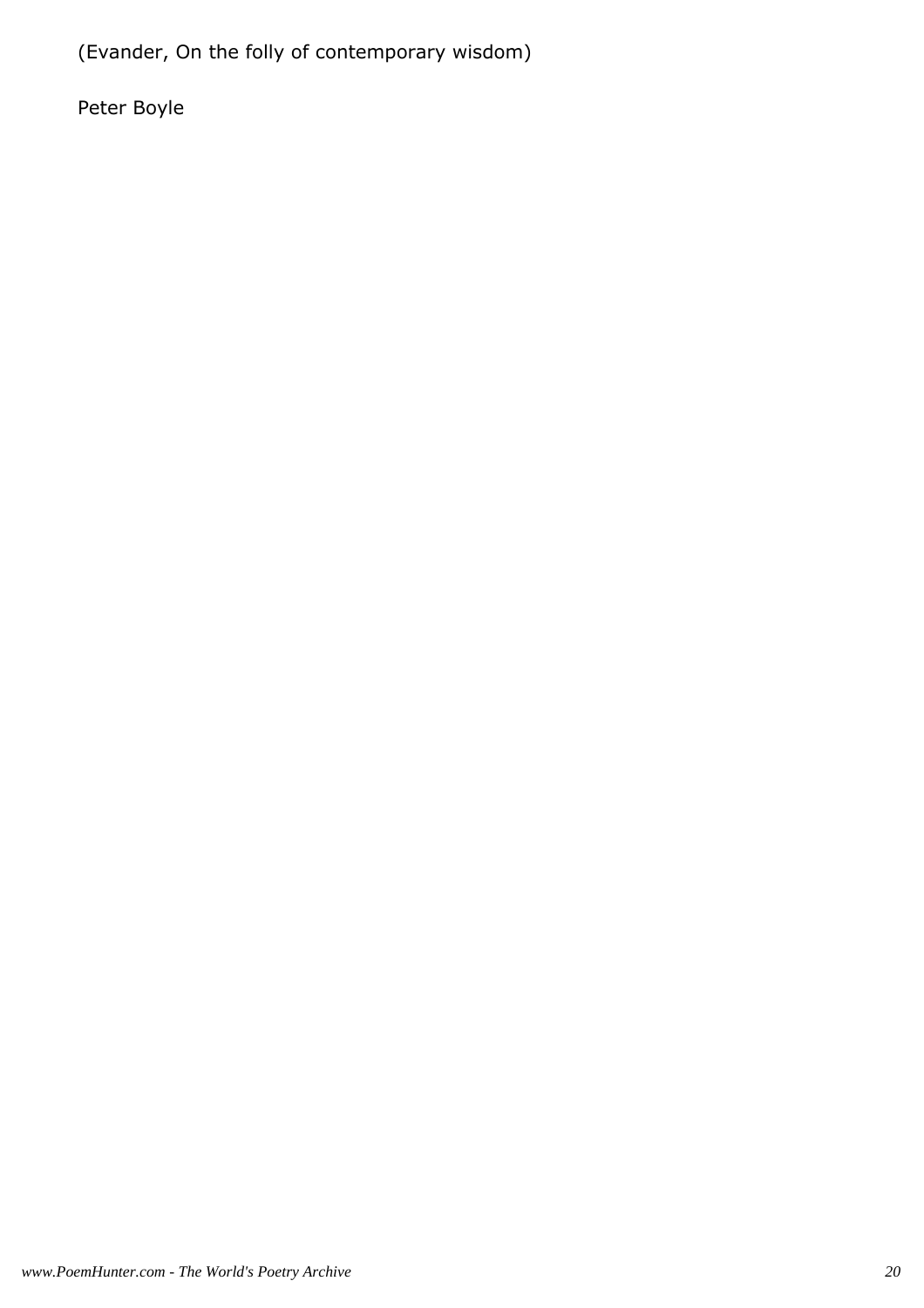(Evander, On the folly of contemporary wisdom)

Peter Boyle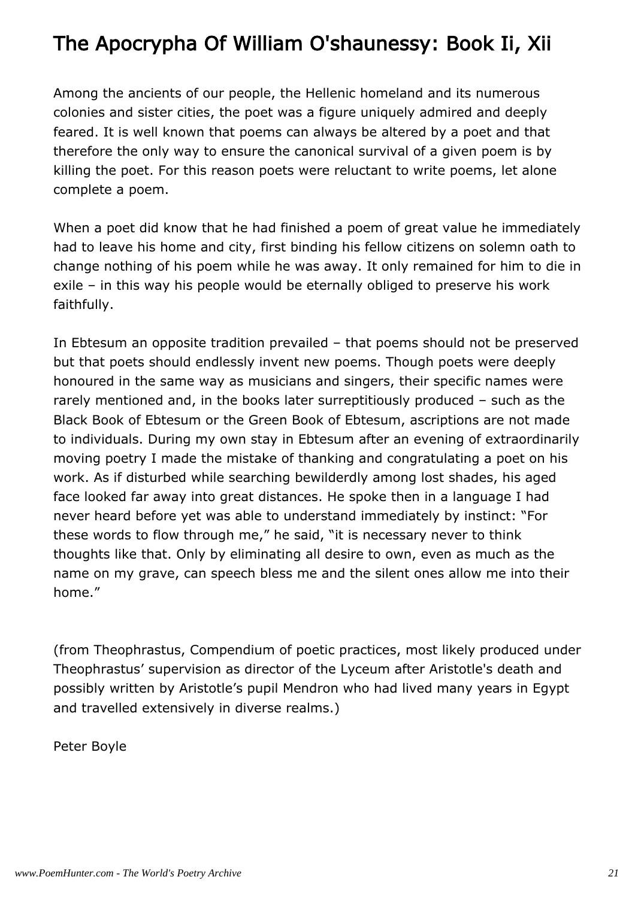# The Apocrypha Of William O'shaunessy: Book Ii, Xii

Among the ancients of our people, the Hellenic homeland and its numerous colonies and sister cities, the poet was a figure uniquely admired and deeply feared. It is well known that poems can always be altered by a poet and that therefore the only way to ensure the canonical survival of a given poem is by killing the poet. For this reason poets were reluctant to write poems, let alone complete a poem.

When a poet did know that he had finished a poem of great value he immediately had to leave his home and city, first binding his fellow citizens on solemn oath to change nothing of his poem while he was away. It only remained for him to die in exile – in this way his people would be eternally obliged to preserve his work faithfully.

In Ebtesum an opposite tradition prevailed – that poems should not be preserved but that poets should endlessly invent new poems. Though poets were deeply honoured in the same way as musicians and singers, their specific names were rarely mentioned and, in the books later surreptitiously produced – such as the Black Book of Ebtesum or the Green Book of Ebtesum, ascriptions are not made to individuals. During my own stay in Ebtesum after an evening of extraordinarily moving poetry I made the mistake of thanking and congratulating a poet on his work. As if disturbed while searching bewilderdly among lost shades, his aged face looked far away into great distances. He spoke then in a language I had never heard before yet was able to understand immediately by instinct: "For these words to flow through me," he said, "it is necessary never to think thoughts like that. Only by eliminating all desire to own, even as much as the name on my grave, can speech bless me and the silent ones allow me into their home."

(from Theophrastus, Compendium of poetic practices, most likely produced under Theophrastus' supervision as director of the Lyceum after Aristotle's death and possibly written by Aristotle's pupil Mendron who had lived many years in Egypt and travelled extensively in diverse realms.)

Peter Boyle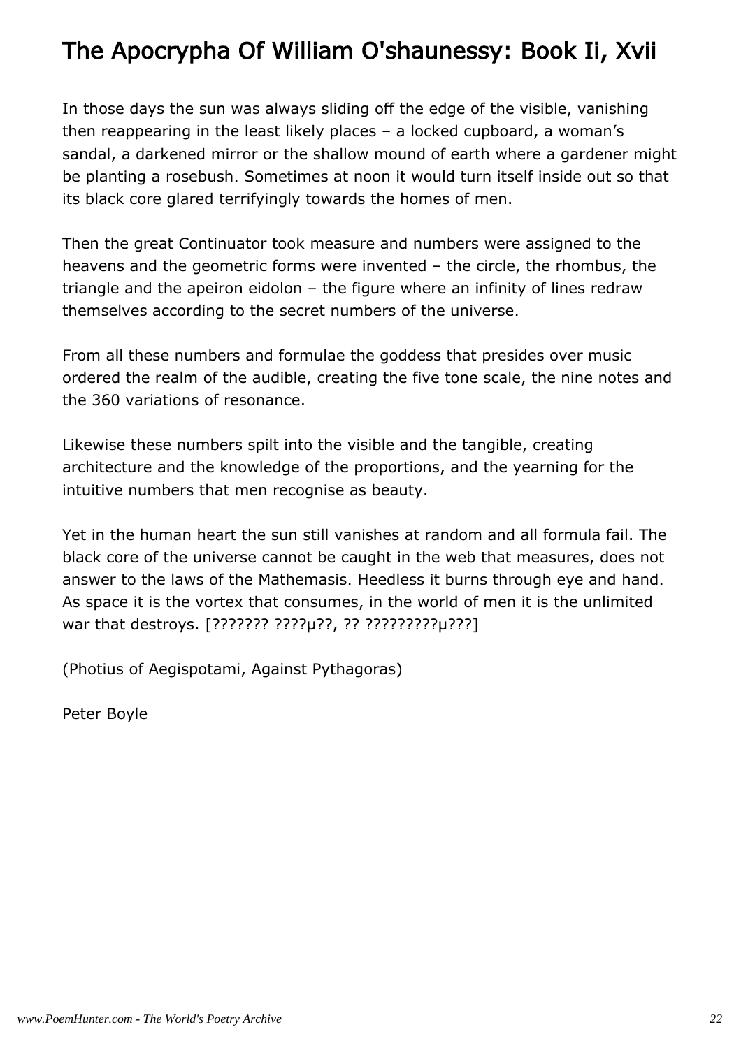# The Apocrypha Of William O'shaunessy: Book Ii, Xvii

In those days the sun was always sliding off the edge of the visible, vanishing then reappearing in the least likely places – a locked cupboard, a woman's sandal, a darkened mirror or the shallow mound of earth where a gardener might be planting a rosebush. Sometimes at noon it would turn itself inside out so that its black core glared terrifyingly towards the homes of men.

Then the great Continuator took measure and numbers were assigned to the heavens and the geometric forms were invented – the circle, the rhombus, the triangle and the apeiron eidolon – the figure where an infinity of lines redraw themselves according to the secret numbers of the universe.

From all these numbers and formulae the goddess that presides over music ordered the realm of the audible, creating the five tone scale, the nine notes and the 360 variations of resonance.

Likewise these numbers spilt into the visible and the tangible, creating architecture and the knowledge of the proportions, and the yearning for the intuitive numbers that men recognise as beauty.

Yet in the human heart the sun still vanishes at random and all formula fail. The black core of the universe cannot be caught in the web that measures, does not answer to the laws of the Mathemasis. Heedless it burns through eye and hand. As space it is the vortex that consumes, in the world of men it is the unlimited war that destroys. [??????? ????µ??, ?? ?????????µ???]

(Photius of Aegispotami, Against Pythagoras)

Peter Boyle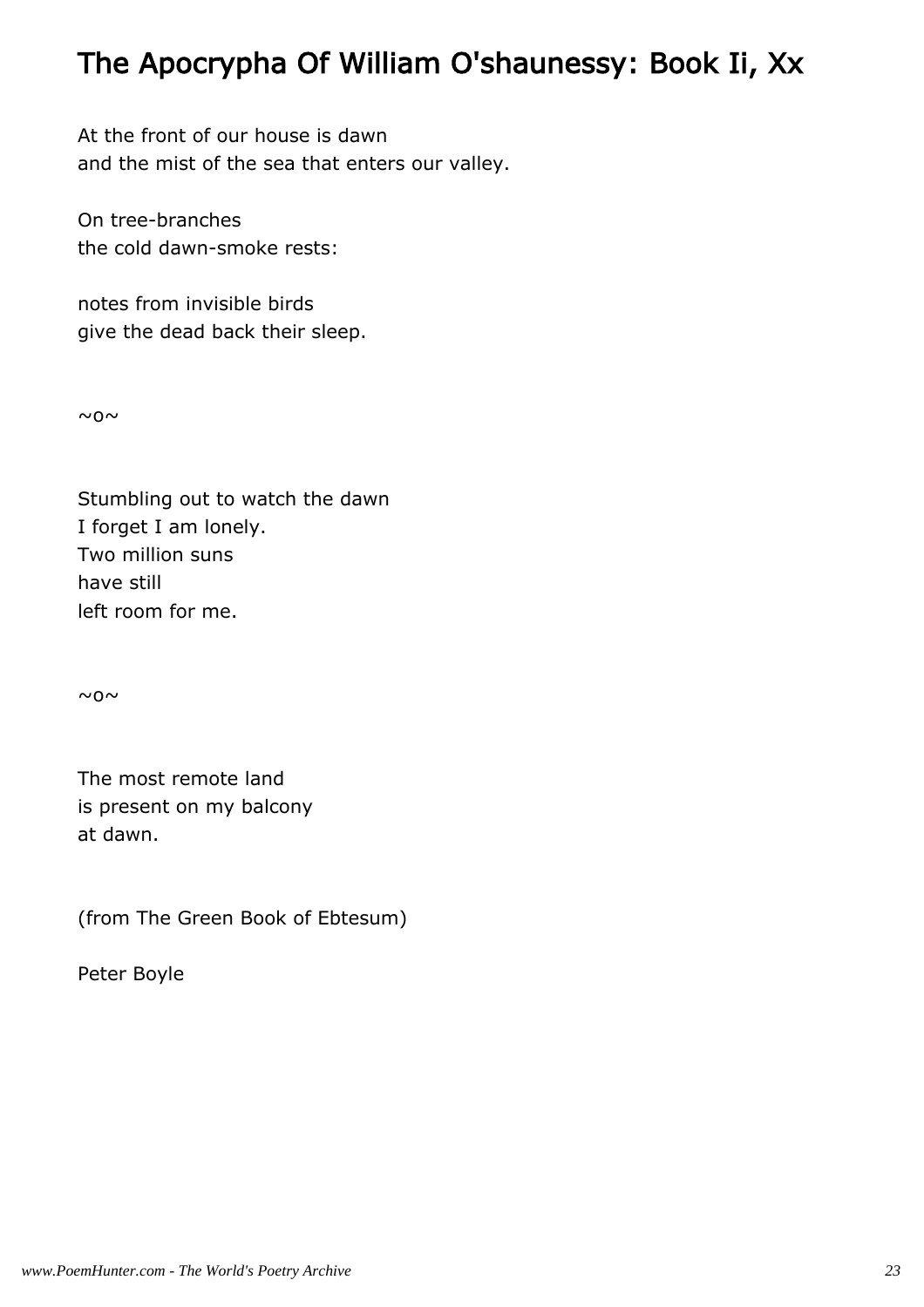# The Apocrypha Of William O'shaunessy: Book Ii, Xx

At the front of our house is dawn
and the mist of the sea that enters our valley.

On tree-branches
the cold dawn-smoke rests:

notes from invisible birds
give the dead back their sleep.

~o~

Stumbling out to watch the dawn
I forget I am lonely.
Two million suns
have still
left room for me.

~o~

The most remote land
is present on my balcony
at dawn.

(from The Green Book of Ebtesum)

Peter Boyle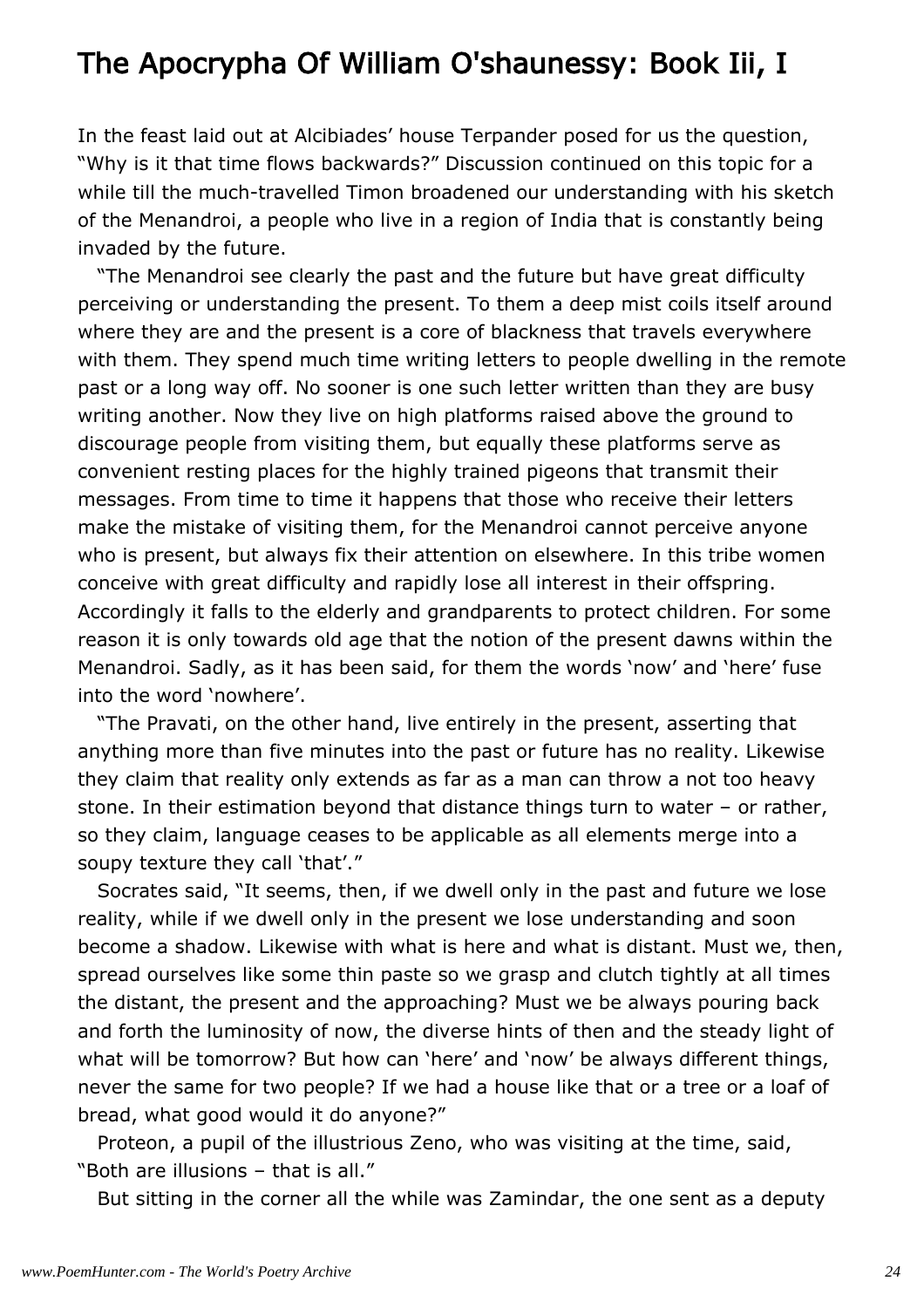# The Apocrypha Of William O'shaunessy: Book Iii, I

In the feast laid out at Alcibiades' house Terpander posed for us the question, "Why is it that time flows backwards?" Discussion continued on this topic for a while till the much-travelled Timon broadened our understanding with his sketch of the Menandroi, a people who live in a region of India that is constantly being invaded by the future.

"The Menandroi see clearly the past and the future but have great difficulty perceiving or understanding the present. To them a deep mist coils itself around where they are and the present is a core of blackness that travels everywhere with them. They spend much time writing letters to people dwelling in the remote past or a long way off. No sooner is one such letter written than they are busy writing another. Now they live on high platforms raised above the ground to discourage people from visiting them, but equally these platforms serve as convenient resting places for the highly trained pigeons that transmit their messages. From time to time it happens that those who receive their letters make the mistake of visiting them, for the Menandroi cannot perceive anyone who is present, but always fix their attention on elsewhere. In this tribe women conceive with great difficulty and rapidly lose all interest in their offspring. Accordingly it falls to the elderly and grandparents to protect children. For some reason it is only towards old age that the notion of the present dawns within the Menandroi. Sadly, as it has been said, for them the words 'now' and 'here' fuse into the word 'nowhere'.

"The Pravati, on the other hand, live entirely in the present, asserting that anything more than five minutes into the past or future has no reality. Likewise they claim that reality only extends as far as a man can throw a not too heavy stone. In their estimation beyond that distance things turn to water – or rather, so they claim, language ceases to be applicable as all elements merge into a soupy texture they call 'that'."

Socrates said, "It seems, then, if we dwell only in the past and future we lose reality, while if we dwell only in the present we lose understanding and soon become a shadow. Likewise with what is here and what is distant. Must we, then, spread ourselves like some thin paste so we grasp and clutch tightly at all times the distant, the present and the approaching? Must we be always pouring back and forth the luminosity of now, the diverse hints of then and the steady light of what will be tomorrow? But how can 'here' and 'now' be always different things, never the same for two people? If we had a house like that or a tree or a loaf of bread, what good would it do anyone?"

Proteon, a pupil of the illustrious Zeno, who was visiting at the time, said, "Both are illusions – that is all."

But sitting in the corner all the while was Zamindar, the one sent as a deputy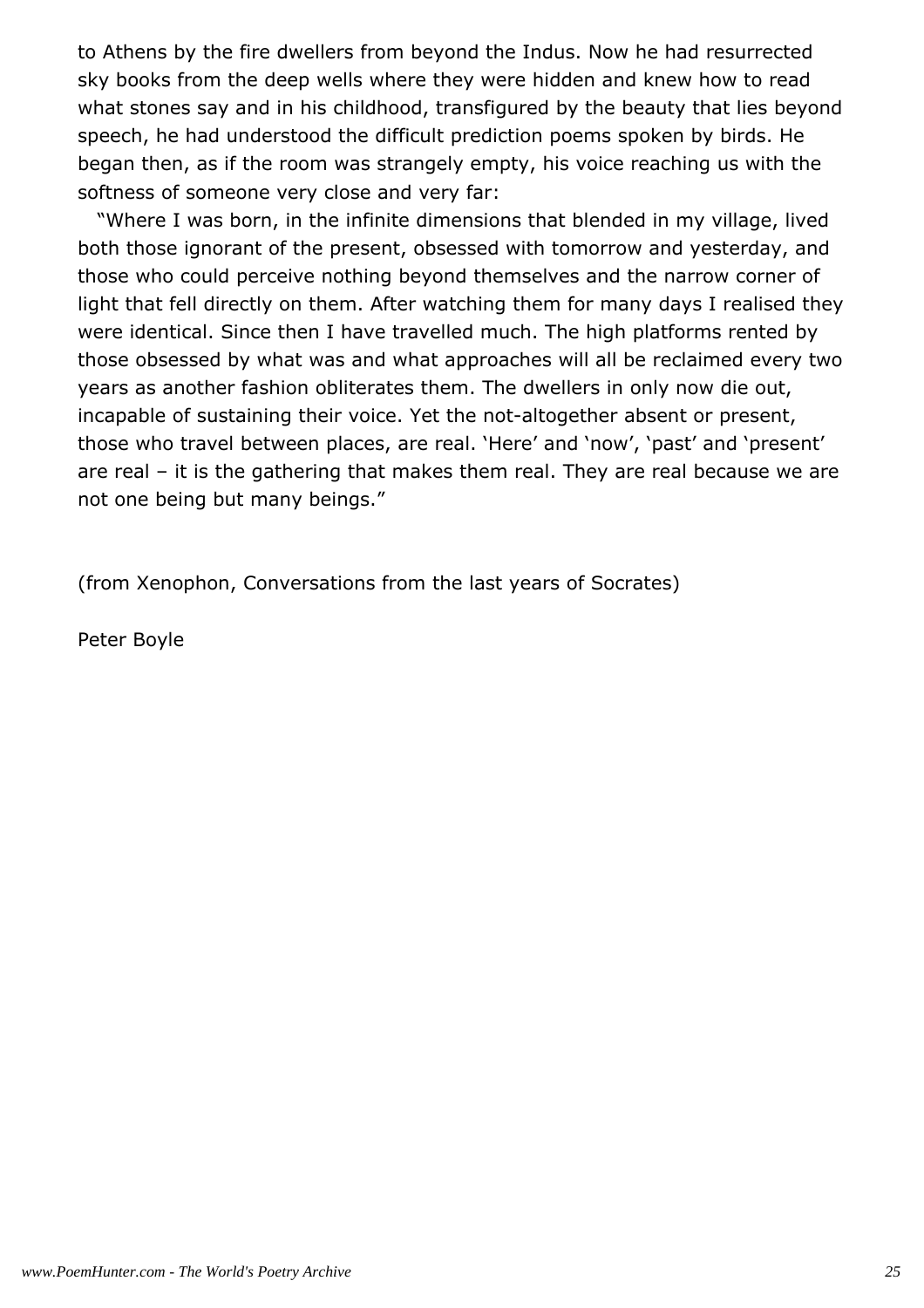to Athens by the fire dwellers from beyond the Indus. Now he had resurrected sky books from the deep wells where they were hidden and knew how to read what stones say and in his childhood, transfigured by the beauty that lies beyond speech, he had understood the difficult prediction poems spoken by birds. He began then, as if the room was strangely empty, his voice reaching us with the softness of someone very close and very far:

"Where I was born, in the infinite dimensions that blended in my village, lived both those ignorant of the present, obsessed with tomorrow and yesterday, and those who could perceive nothing beyond themselves and the narrow corner of light that fell directly on them. After watching them for many days I realised they were identical. Since then I have travelled much. The high platforms rented by those obsessed by what was and what approaches will all be reclaimed every two years as another fashion obliterates them. The dwellers in only now die out, incapable of sustaining their voice. Yet the not-altogether absent or present, those who travel between places, are real. 'Here' and 'now', 'past' and 'present' are real – it is the gathering that makes them real. They are real because we are not one being but many beings."

(from Xenophon, Conversations from the last years of Socrates)

Peter Boyle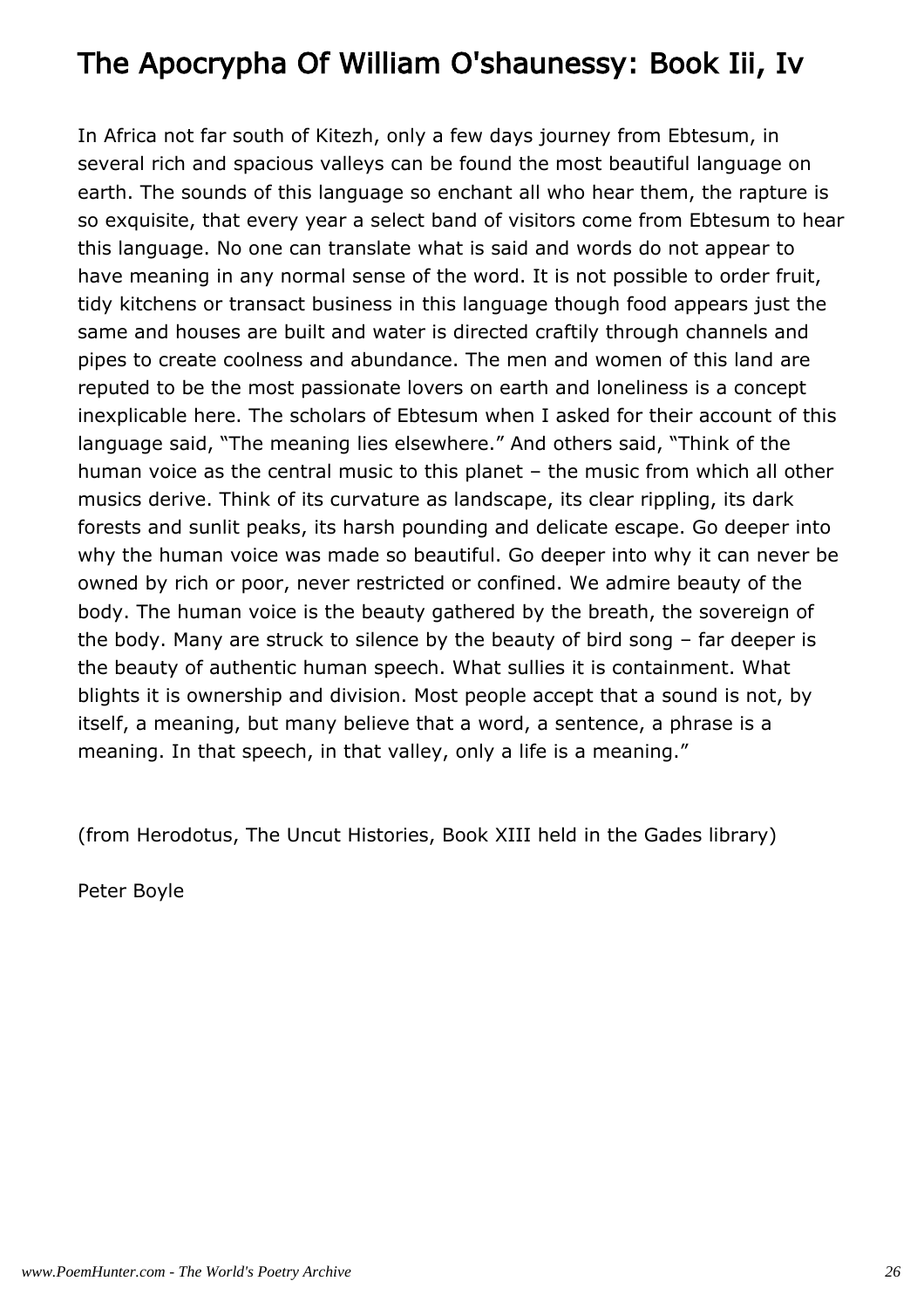# The Apocrypha Of William O'shaunessy: Book Iii, Iv

In Africa not far south of Kitezh, only a few days journey from Ebtesum, in several rich and spacious valleys can be found the most beautiful language on earth. The sounds of this language so enchant all who hear them, the rapture is so exquisite, that every year a select band of visitors come from Ebtesum to hear this language. No one can translate what is said and words do not appear to have meaning in any normal sense of the word. It is not possible to order fruit, tidy kitchens or transact business in this language though food appears just the same and houses are built and water is directed craftily through channels and pipes to create coolness and abundance. The men and women of this land are reputed to be the most passionate lovers on earth and loneliness is a concept inexplicable here. The scholars of Ebtesum when I asked for their account of this language said, "The meaning lies elsewhere." And others said, "Think of the human voice as the central music to this planet – the music from which all other musics derive. Think of its curvature as landscape, its clear rippling, its dark forests and sunlit peaks, its harsh pounding and delicate escape. Go deeper into why the human voice was made so beautiful. Go deeper into why it can never be owned by rich or poor, never restricted or confined. We admire beauty of the body. The human voice is the beauty gathered by the breath, the sovereign of the body. Many are struck to silence by the beauty of bird song – far deeper is the beauty of authentic human speech. What sullies it is containment. What blights it is ownership and division. Most people accept that a sound is not, by itself, a meaning, but many believe that a word, a sentence, a phrase is a meaning. In that speech, in that valley, only a life is a meaning."

(from Herodotus, The Uncut Histories, Book XIII held in the Gades library)

Peter Boyle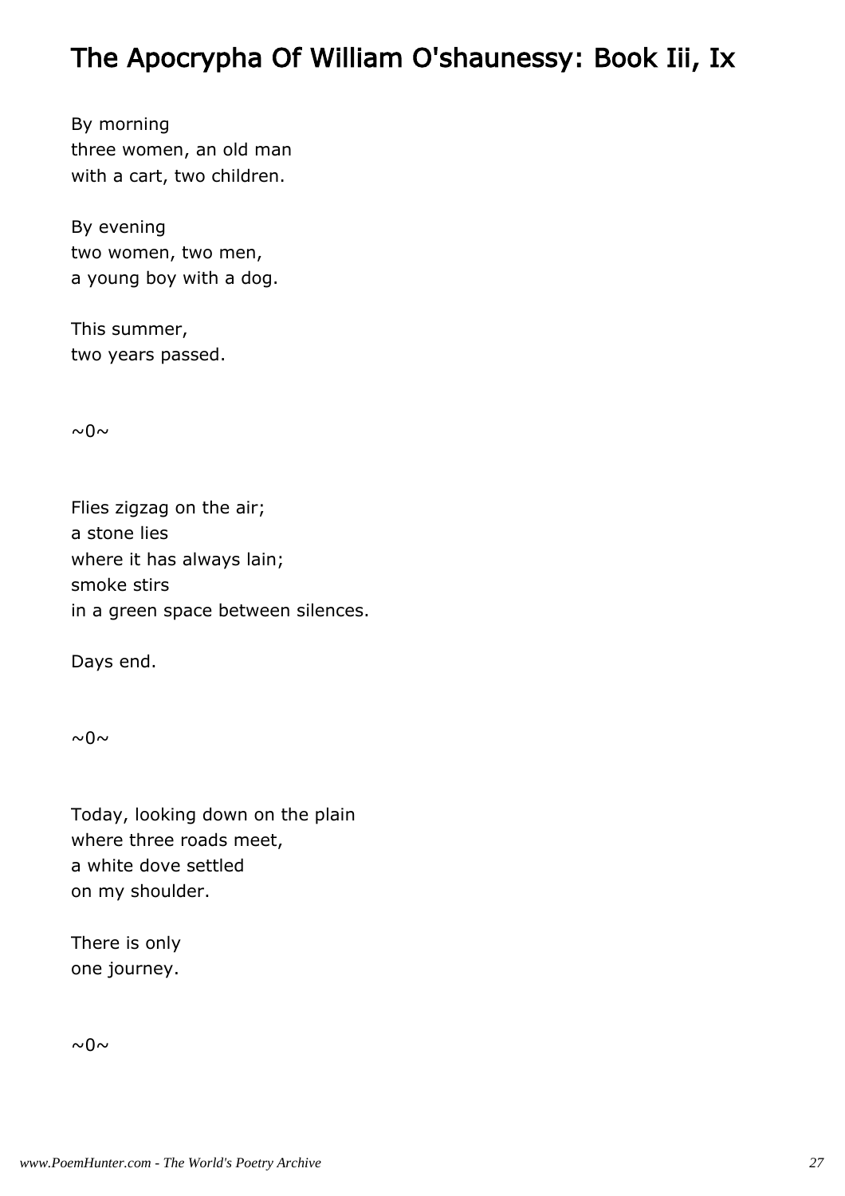# The Apocrypha Of William O'shaunessy: Book Iii, Ix

By morning  
three women, an old man  
with a cart, two children.

By evening  
two women, two men,  
a young boy with a dog.

This summer,  
two years passed.

~0~

Flies zigzag on the air;  
a stone lies  
where it has always lain;  
smoke stirs  
in a green space between silences.

Days end.

~0~

Today, looking down on the plain  
where three roads meet,  
a white dove settled  
on my shoulder.

There is only  
one journey.

~0~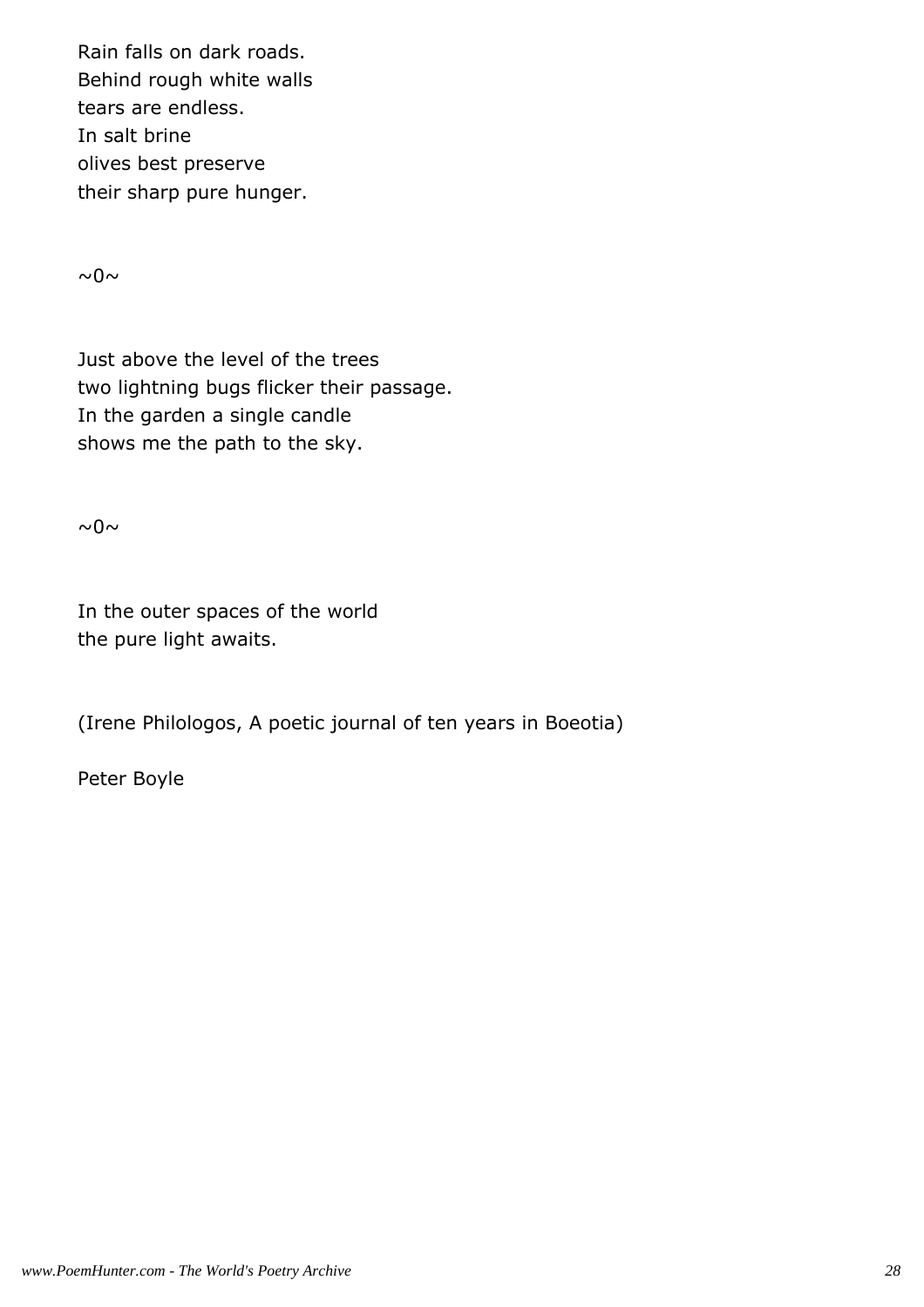Rain falls on dark roads.  
Behind rough white walls  
tears are endless.  
In salt brine  
olives best preserve  
their sharp pure hunger.

~0~

Just above the level of the trees  
two lightning bugs flicker their passage.  
In the garden a single candle  
shows me the path to the sky.

~0~

In the outer spaces of the world  
the pure light awaits.

(Irene Philologos, A poetic journal of ten years in Boeotia)

Peter Boyle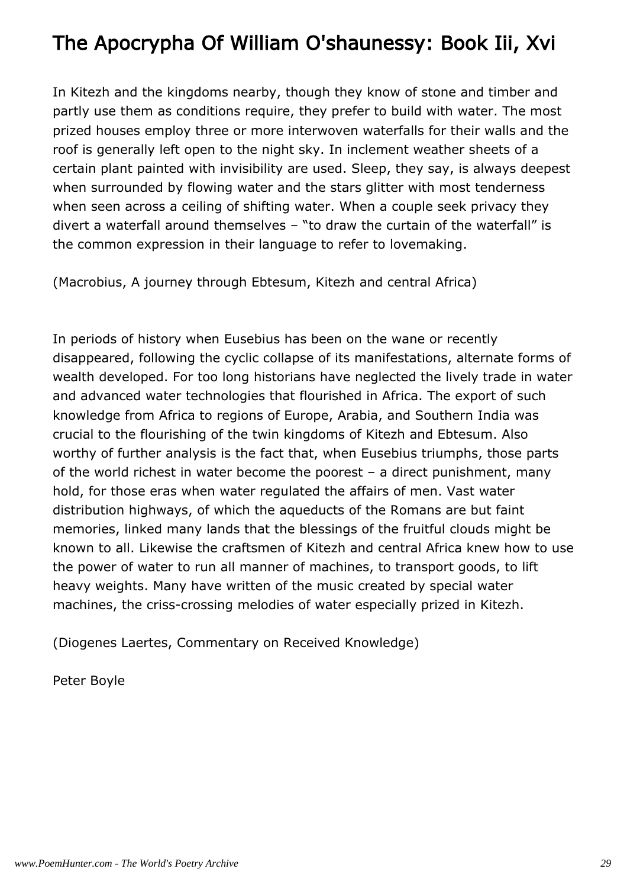# The Apocrypha Of William O'shaunessy: Book Iii, Xvi

In Kitezh and the kingdoms nearby, though they know of stone and timber and partly use them as conditions require, they prefer to build with water. The most prized houses employ three or more interwoven waterfalls for their walls and the roof is generally left open to the night sky. In inclement weather sheets of a certain plant painted with invisibility are used. Sleep, they say, is always deepest when surrounded by flowing water and the stars glitter with most tenderness when seen across a ceiling of shifting water. When a couple seek privacy they divert a waterfall around themselves – "to draw the curtain of the waterfall" is the common expression in their language to refer to lovemaking.

(Macrobius, A journey through Ebtesum, Kitezh and central Africa)

In periods of history when Eusebius has been on the wane or recently disappeared, following the cyclic collapse of its manifestations, alternate forms of wealth developed. For too long historians have neglected the lively trade in water and advanced water technologies that flourished in Africa. The export of such knowledge from Africa to regions of Europe, Arabia, and Southern India was crucial to the flourishing of the twin kingdoms of Kitezh and Ebtesum. Also worthy of further analysis is the fact that, when Eusebius triumphs, those parts of the world richest in water become the poorest – a direct punishment, many hold, for those eras when water regulated the affairs of men. Vast water distribution highways, of which the aqueducts of the Romans are but faint memories, linked many lands that the blessings of the fruitful clouds might be known to all. Likewise the craftsmen of Kitezh and central Africa knew how to use the power of water to run all manner of machines, to transport goods, to lift heavy weights. Many have written of the music created by special water machines, the criss-crossing melodies of water especially prized in Kitezh.

(Diogenes Laertes, Commentary on Received Knowledge)

Peter Boyle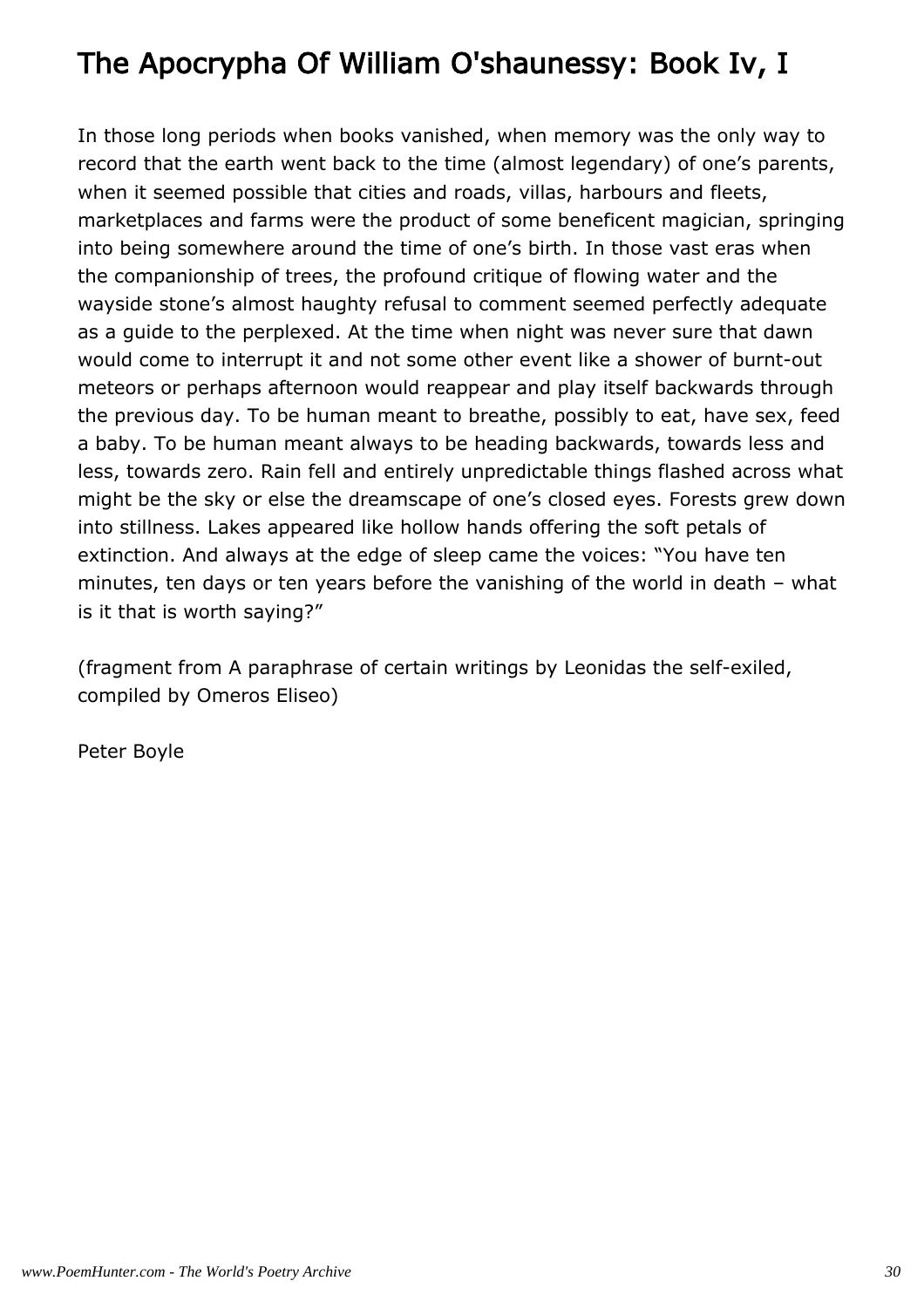# The Apocrypha Of William O'shaunessy: Book Iv, I

In those long periods when books vanished, when memory was the only way to record that the earth went back to the time (almost legendary) of one's parents, when it seemed possible that cities and roads, villas, harbours and fleets, marketplaces and farms were the product of some beneficent magician, springing into being somewhere around the time of one's birth. In those vast eras when the companionship of trees, the profound critique of flowing water and the wayside stone's almost haughty refusal to comment seemed perfectly adequate as a guide to the perplexed. At the time when night was never sure that dawn would come to interrupt it and not some other event like a shower of burnt-out meteors or perhaps afternoon would reappear and play itself backwards through the previous day. To be human meant to breathe, possibly to eat, have sex, feed a baby. To be human meant always to be heading backwards, towards less and less, towards zero. Rain fell and entirely unpredictable things flashed across what might be the sky or else the dreamscape of one's closed eyes. Forests grew down into stillness. Lakes appeared like hollow hands offering the soft petals of extinction. And always at the edge of sleep came the voices: "You have ten minutes, ten days or ten years before the vanishing of the world in death – what is it that is worth saying?"

(fragment from A paraphrase of certain writings by Leonidas the self-exiled, compiled by Omeros Eliseo)

Peter Boyle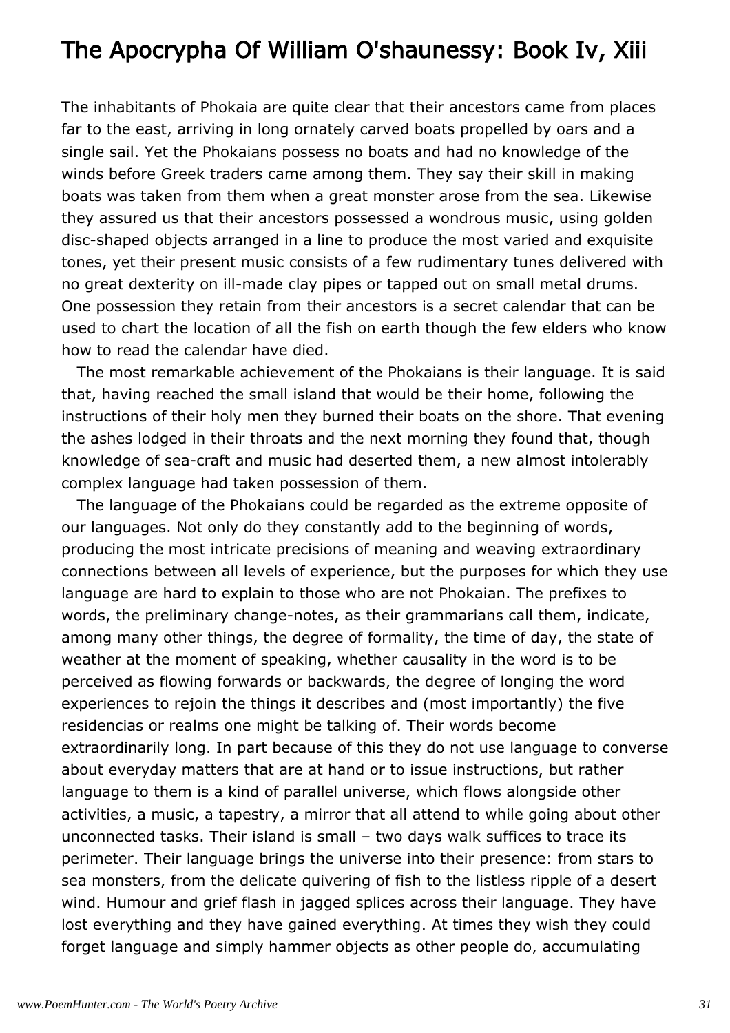# The Apocrypha Of William O'shaunessy: Book Iv, Xiii

The inhabitants of Phokaia are quite clear that their ancestors came from places far to the east, arriving in long ornately carved boats propelled by oars and a single sail. Yet the Phokaians possess no boats and had no knowledge of the winds before Greek traders came among them. They say their skill in making boats was taken from them when a great monster arose from the sea. Likewise they assured us that their ancestors possessed a wondrous music, using golden disc-shaped objects arranged in a line to produce the most varied and exquisite tones, yet their present music consists of a few rudimentary tunes delivered with no great dexterity on ill-made clay pipes or tapped out on small metal drums. One possession they retain from their ancestors is a secret calendar that can be used to chart the location of all the fish on earth though the few elders who know how to read the calendar have died.

The most remarkable achievement of the Phokaians is their language. It is said that, having reached the small island that would be their home, following the instructions of their holy men they burned their boats on the shore. That evening the ashes lodged in their throats and the next morning they found that, though knowledge of sea-craft and music had deserted them, a new almost intolerably complex language had taken possession of them.

The language of the Phokaians could be regarded as the extreme opposite of our languages. Not only do they constantly add to the beginning of words, producing the most intricate precisions of meaning and weaving extraordinary connections between all levels of experience, but the purposes for which they use language are hard to explain to those who are not Phokaian. The prefixes to words, the preliminary change-notes, as their grammarians call them, indicate, among many other things, the degree of formality, the time of day, the state of weather at the moment of speaking, whether causality in the word is to be perceived as flowing forwards or backwards, the degree of longing the word experiences to rejoin the things it describes and (most importantly) the five residencias or realms one might be talking of. Their words become extraordinarily long. In part because of this they do not use language to converse about everyday matters that are at hand or to issue instructions, but rather language to them is a kind of parallel universe, which flows alongside other activities, a music, a tapestry, a mirror that all attend to while going about other unconnected tasks. Their island is small – two days walk suffices to trace its perimeter. Their language brings the universe into their presence: from stars to sea monsters, from the delicate quivering of fish to the listless ripple of a desert wind. Humour and grief flash in jagged splices across their language. They have lost everything and they have gained everything. At times they wish they could forget language and simply hammer objects as other people do, accumulating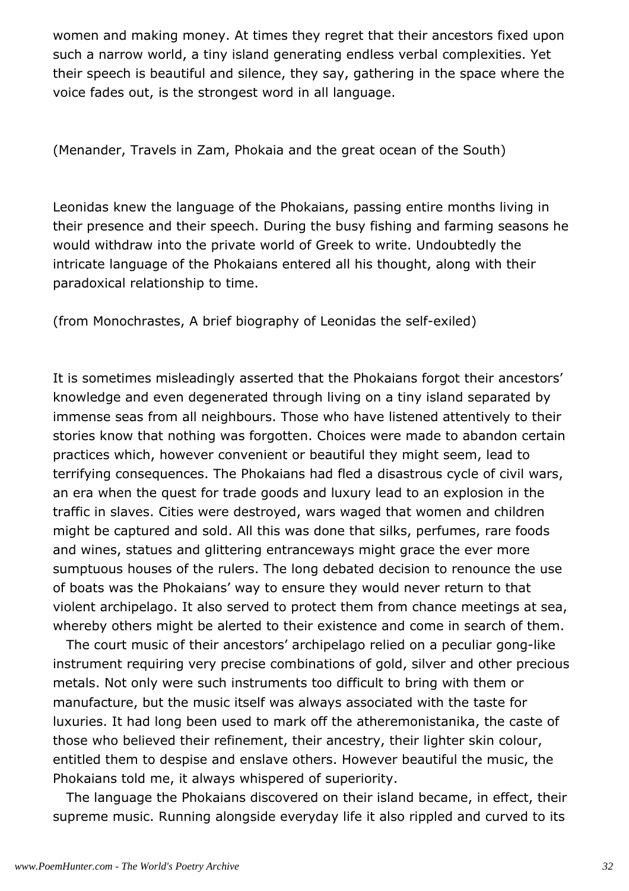women and making money. At times they regret that their ancestors fixed upon such a narrow world, a tiny island generating endless verbal complexities. Yet their speech is beautiful and silence, they say, gathering in the space where the voice fades out, is the strongest word in all language.

(Menander, Travels in Zam, Phokaia and the great ocean of the South)

Leonidas knew the language of the Phokaians, passing entire months living in their presence and their speech. During the busy fishing and farming seasons he would withdraw into the private world of Greek to write. Undoubtedly the intricate language of the Phokaians entered all his thought, along with their paradoxical relationship to time.

(from Monochrastes, A brief biography of Leonidas the self-exiled)

It is sometimes misleadingly asserted that the Phokaians forgot their ancestors' knowledge and even degenerated through living on a tiny island separated by immense seas from all neighbours. Those who have listened attentively to their stories know that nothing was forgotten. Choices were made to abandon certain practices which, however convenient or beautiful they might seem, lead to terrifying consequences. The Phokaians had fled a disastrous cycle of civil wars, an era when the quest for trade goods and luxury lead to an explosion in the traffic in slaves. Cities were destroyed, wars waged that women and children might be captured and sold. All this was done that silks, perfumes, rare foods and wines, statues and glittering entranceways might grace the ever more sumptuous houses of the rulers. The long debated decision to renounce the use of boats was the Phokaians' way to ensure they would never return to that violent archipelago. It also served to protect them from chance meetings at sea, whereby others might be alerted to their existence and come in search of them.

The court music of their ancestors' archipelago relied on a peculiar gong-like instrument requiring very precise combinations of gold, silver and other precious metals. Not only were such instruments too difficult to bring with them or manufacture, but the music itself was always associated with the taste for luxuries. It had long been used to mark off the atheremonistanika, the caste of those who believed their refinement, their ancestry, their lighter skin colour, entitled them to despise and enslave others. However beautiful the music, the Phokaians told me, it always whispered of superiority.

The language the Phokaians discovered on their island became, in effect, their supreme music. Running alongside everyday life it also rippled and curved to its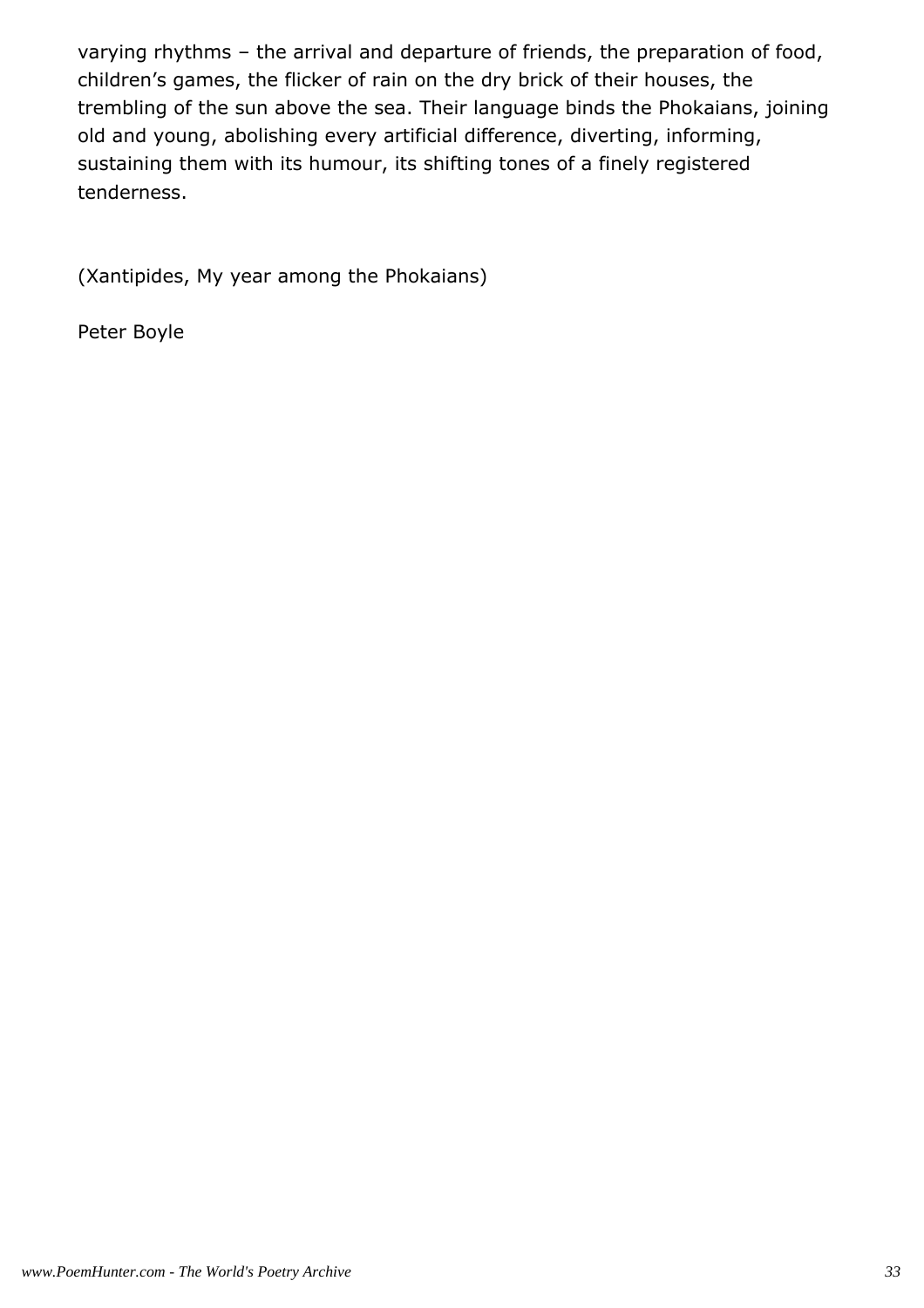varying rhythms – the arrival and departure of friends, the preparation of food, children's games, the flicker of rain on the dry brick of their houses, the trembling of the sun above the sea. Their language binds the Phokaians, joining old and young, abolishing every artificial difference, diverting, informing, sustaining them with its humour, its shifting tones of a finely registered tenderness.

(Xantipides, My year among the Phokaians)

Peter Boyle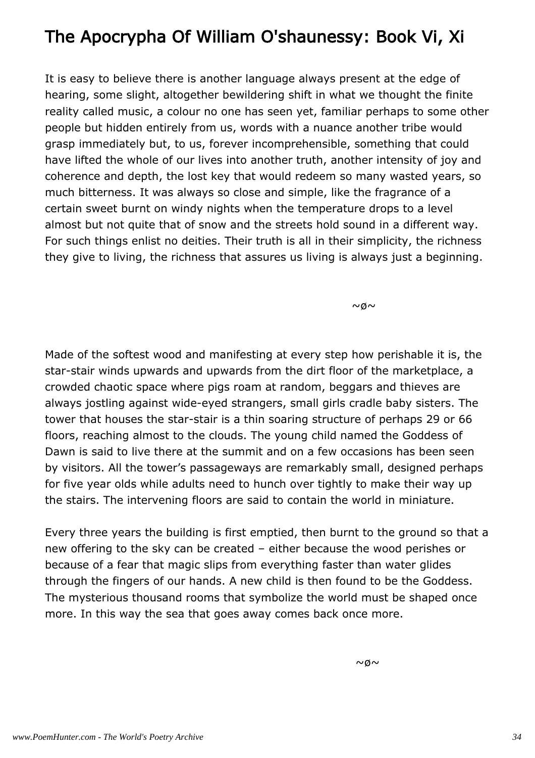# The Apocrypha Of William O'shaunessy: Book Vi, Xi

It is easy to believe there is another language always present at the edge of hearing, some slight, altogether bewildering shift in what we thought the finite reality called music, a colour no one has seen yet, familiar perhaps to some other people but hidden entirely from us, words with a nuance another tribe would grasp immediately but, to us, forever incomprehensible, something that could have lifted the whole of our lives into another truth, another intensity of joy and coherence and depth, the lost key that would redeem so many wasted years, so much bitterness. It was always so close and simple, like the fragrance of a certain sweet burnt on windy nights when the temperature drops to a level almost but not quite that of snow and the streets hold sound in a different way. For such things enlist no deities. Their truth is all in their simplicity, the richness they give to living, the richness that assures us living is always just a beginning.

~ø~

Made of the softest wood and manifesting at every step how perishable it is, the star-stair winds upwards and upwards from the dirt floor of the marketplace, a crowded chaotic space where pigs roam at random, beggars and thieves are always jostling against wide-eyed strangers, small girls cradle baby sisters. The tower that houses the star-stair is a thin soaring structure of perhaps 29 or 66 floors, reaching almost to the clouds. The young child named the Goddess of Dawn is said to live there at the summit and on a few occasions has been seen by visitors. All the tower's passageways are remarkably small, designed perhaps for five year olds while adults need to hunch over tightly to make their way up the stairs. The intervening floors are said to contain the world in miniature.

Every three years the building is first emptied, then burnt to the ground so that a new offering to the sky can be created – either because the wood perishes or because of a fear that magic slips from everything faster than water glides through the fingers of our hands. A new child is then found to be the Goddess. The mysterious thousand rooms that symbolize the world must be shaped once more. In this way the sea that goes away comes back once more.

~ø~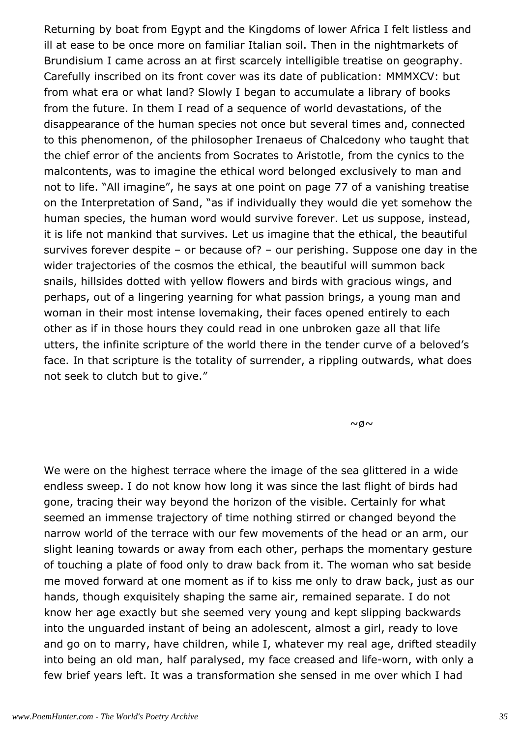Returning by boat from Egypt and the Kingdoms of lower Africa I felt listless and ill at ease to be once more on familiar Italian soil. Then in the nightmarkets of Brundisium I came across an at first scarcely intelligible treatise on geography. Carefully inscribed on its front cover was its date of publication: MMMXCV: but from what era or what land? Slowly I began to accumulate a library of books from the future. In them I read of a sequence of world devastations, of the disappearance of the human species not once but several times and, connected to this phenomenon, of the philosopher Irenaeus of Chalcedony who taught that the chief error of the ancients from Socrates to Aristotle, from the cynics to the malcontents, was to imagine the ethical word belonged exclusively to man and not to life. "All imagine", he says at one point on page 77 of a vanishing treatise on the Interpretation of Sand, "as if individually they would die yet somehow the human species, the human word would survive forever. Let us suppose, instead, it is life not mankind that survives. Let us imagine that the ethical, the beautiful survives forever despite – or because of? – our perishing. Suppose one day in the wider trajectories of the cosmos the ethical, the beautiful will summon back snails, hillsides dotted with yellow flowers and birds with gracious wings, and perhaps, out of a lingering yearning for what passion brings, a young man and woman in their most intense lovemaking, their faces opened entirely to each other as if in those hours they could read in one unbroken gaze all that life utters, the infinite scripture of the world there in the tender curve of a beloved's face. In that scripture is the totality of surrender, a rippling outwards, what does not seek to clutch but to give."

~ø~

We were on the highest terrace where the image of the sea glittered in a wide endless sweep. I do not know how long it was since the last flight of birds had gone, tracing their way beyond the horizon of the visible. Certainly for what seemed an immense trajectory of time nothing stirred or changed beyond the narrow world of the terrace with our few movements of the head or an arm, our slight leaning towards or away from each other, perhaps the momentary gesture of touching a plate of food only to draw back from it. The woman who sat beside me moved forward at one moment as if to kiss me only to draw back, just as our hands, though exquisitely shaping the same air, remained separate. I do not know her age exactly but she seemed very young and kept slipping backwards into the unguarded instant of being an adolescent, almost a girl, ready to love and go on to marry, have children, while I, whatever my real age, drifted steadily into being an old man, half paralysed, my face creased and life-worn, with only a few brief years left. It was a transformation she sensed in me over which I had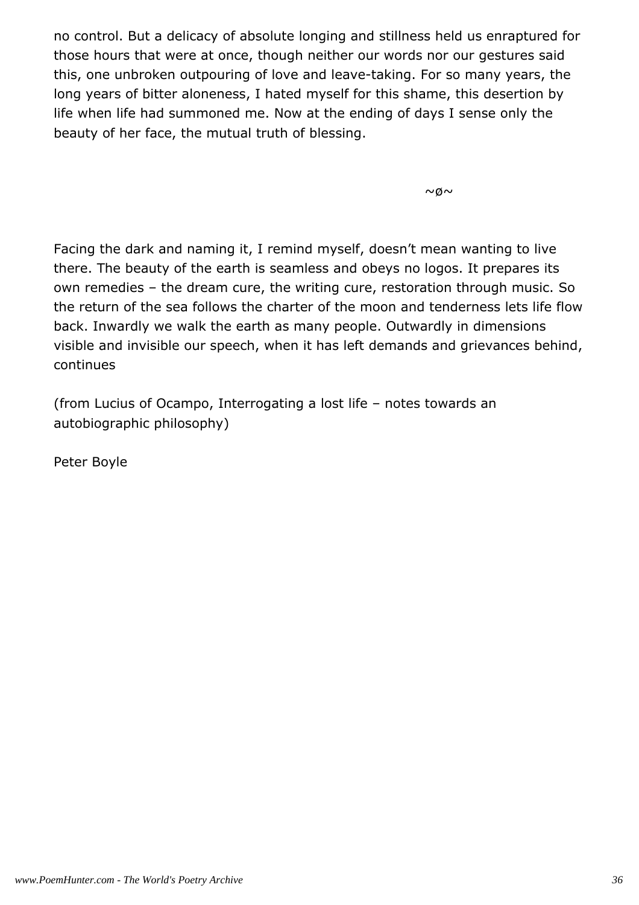no control. But a delicacy of absolute longing and stillness held us enraptured for those hours that were at once, though neither our words nor our gestures said this, one unbroken outpouring of love and leave-taking. For so many years, the long years of bitter aloneness, I hated myself for this shame, this desertion by life when life had summoned me. Now at the ending of days I sense only the beauty of her face, the mutual truth of blessing.

~ø~

Facing the dark and naming it, I remind myself, doesn't mean wanting to live there. The beauty of the earth is seamless and obeys no logos. It prepares its own remedies – the dream cure, the writing cure, restoration through music. So the return of the sea follows the charter of the moon and tenderness lets life flow back. Inwardly we walk the earth as many people. Outwardly in dimensions visible and invisible our speech, when it has left demands and grievances behind, continues

(from Lucius of Ocampo, Interrogating a lost life – notes towards an autobiographic philosophy)

Peter Boyle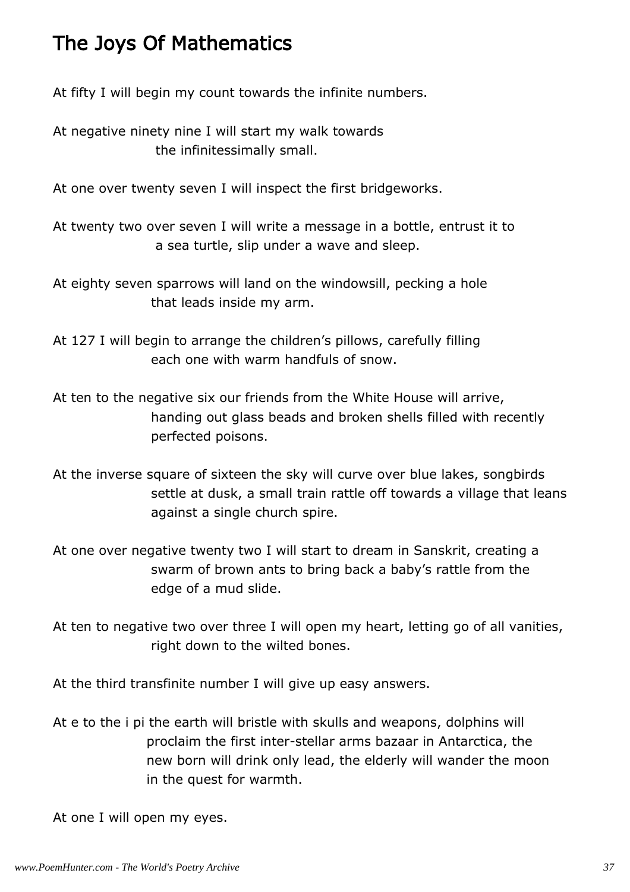# The Joys Of Mathematics

At fifty I will begin my count towards the infinite numbers.

At negative ninety nine I will start my walk towards
the infinitessimally small.

At one over twenty seven I will inspect the first bridgeworks.

At twenty two over seven I will write a message in a bottle, entrust it to
a sea turtle, slip under a wave and sleep.

At eighty seven sparrows will land on the windowsill, pecking a hole
that leads inside my arm.

At 127 I will begin to arrange the children's pillows, carefully filling
each one with warm handfuls of snow.

At ten to the negative six our friends from the White House will arrive,
handing out glass beads and broken shells filled with recently
perfected poisons.

At the inverse square of sixteen the sky will curve over blue lakes, songbirds
settle at dusk, a small train rattle off towards a village that leans
against a single church spire.

At one over negative twenty two I will start to dream in Sanskrit, creating a
swarm of brown ants to bring back a baby's rattle from the
edge of a mud slide.

At ten to negative two over three I will open my heart, letting go of all vanities,
right down to the wilted bones.

At the third transfinite number I will give up easy answers.

At e to the i pi the earth will bristle with skulls and weapons, dolphins will
proclaim the first inter-stellar arms bazaar in Antarctica, the
new born will drink only lead, the elderly will wander the moon
in the quest for warmth.

At one I will open my eyes.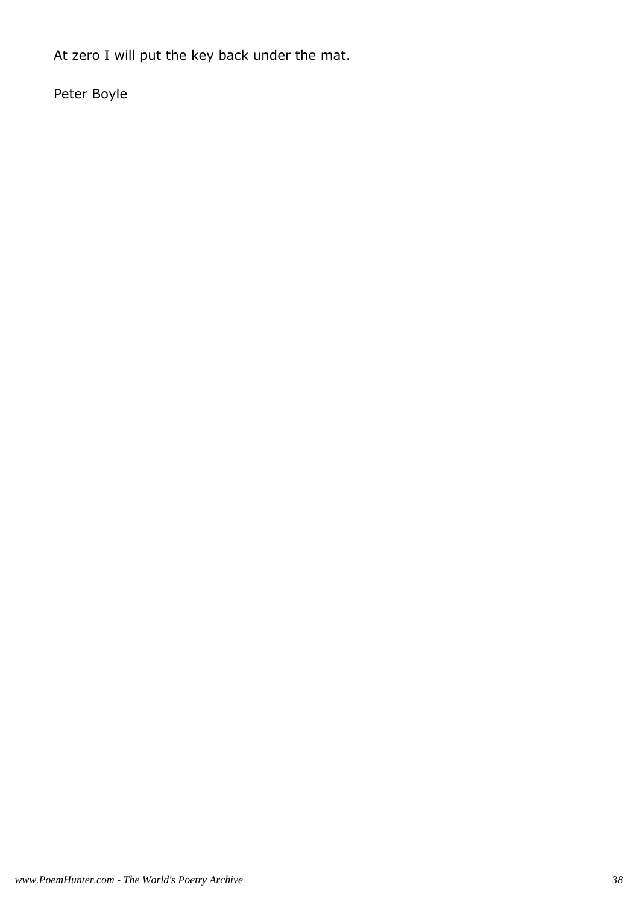At zero I will put the key back under the mat.

Peter Boyle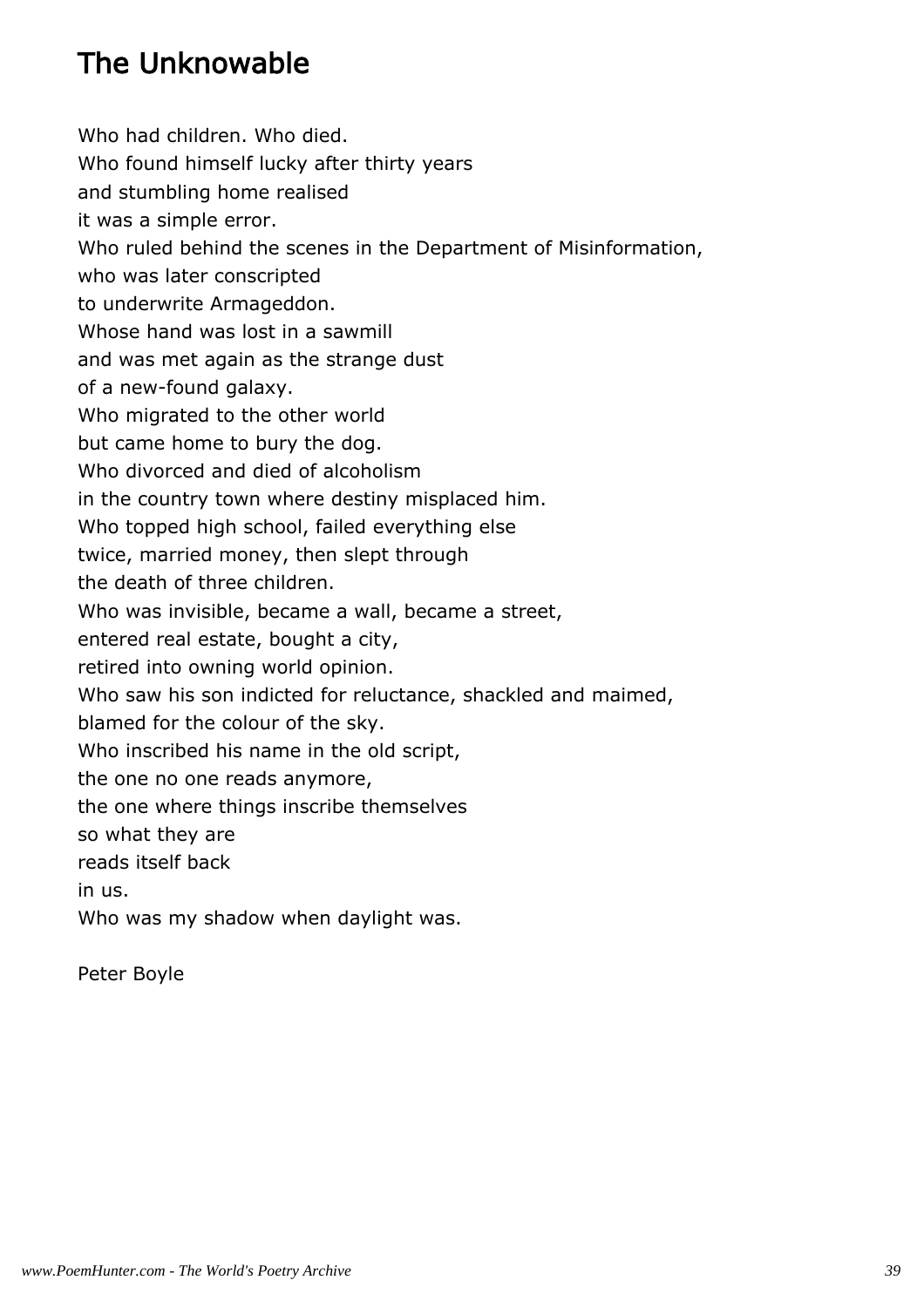# The Unknowable

Who had children. Who died.
Who found himself lucky after thirty years
and stumbling home realised
it was a simple error.
Who ruled behind the scenes in the Department of Misinformation,
who was later conscripted
to underwrite Armageddon.
Whose hand was lost in a sawmill
and was met again as the strange dust
of a new-found galaxy.
Who migrated to the other world
but came home to bury the dog.
Who divorced and died of alcoholism
in the country town where destiny misplaced him.
Who topped high school, failed everything else
twice, married money, then slept through
the death of three children.
Who was invisible, became a wall, became a street,
entered real estate, bought a city,
retired into owning world opinion.
Who saw his son indicted for reluctance, shackled and maimed,
blamed for the colour of the sky.
Who inscribed his name in the old script,
the one no one reads anymore,
the one where things inscribe themselves
so what they are
reads itself back
in us.
Who was my shadow when daylight was.

Peter Boyle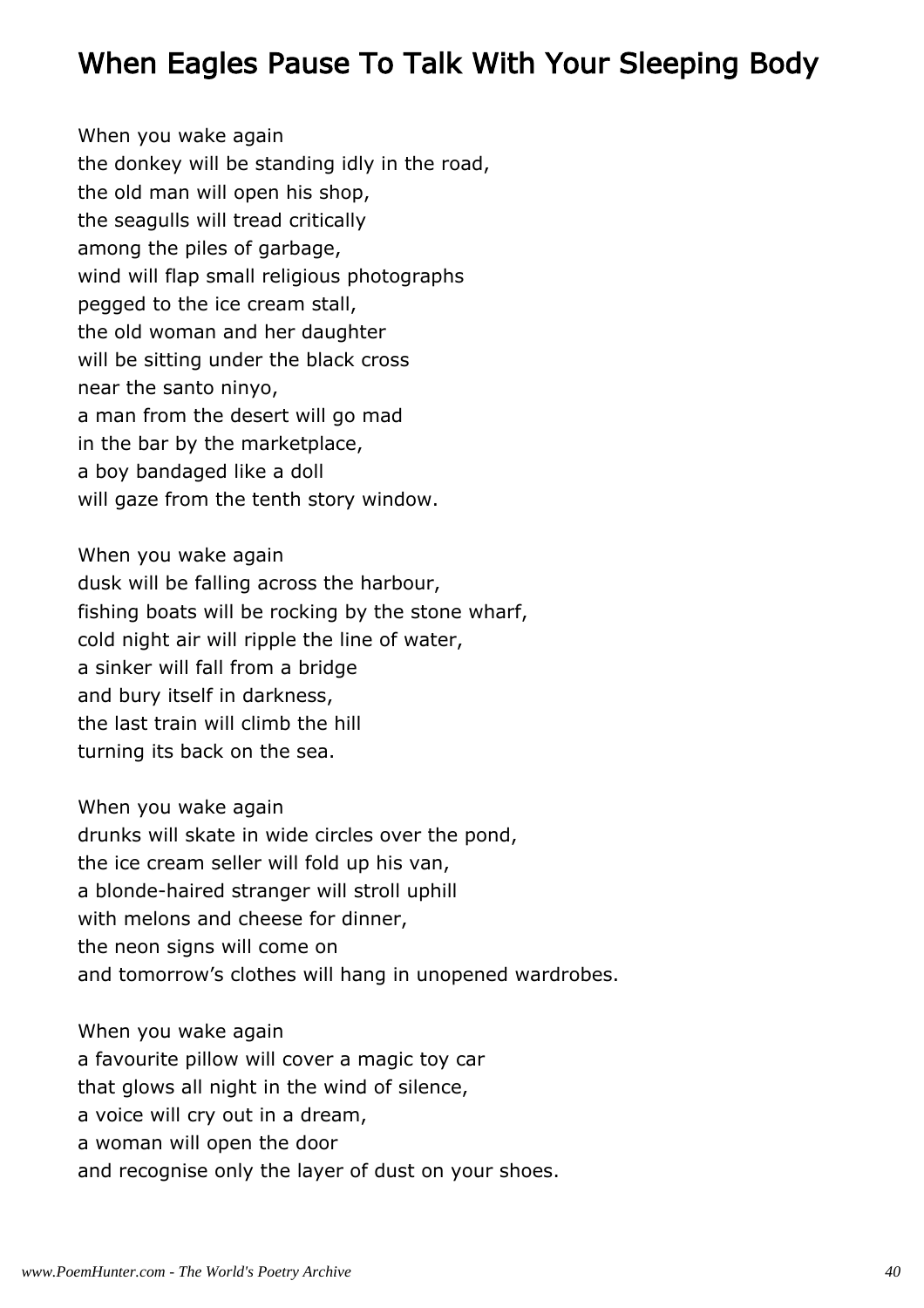# When Eagles Pause To Talk With Your Sleeping Body

When you wake again  
the donkey will be standing idly in the road,  
the old man will open his shop,  
the seagulls will tread critically  
among the piles of garbage,  
wind will flap small religious photographs  
pegged to the ice cream stall,  
the old woman and her daughter  
will be sitting under the black cross  
near the santo ninyo,  
a man from the desert will go mad  
in the bar by the marketplace,  
a boy bandaged like a doll  
will gaze from the tenth story window.

When you wake again  
dusk will be falling across the harbour,  
fishing boats will be rocking by the stone wharf,  
cold night air will ripple the line of water,  
a sinker will fall from a bridge  
and bury itself in darkness,  
the last train will climb the hill  
turning its back on the sea.

When you wake again  
drunks will skate in wide circles over the pond,  
the ice cream seller will fold up his van,  
a blonde-haired stranger will stroll uphill  
with melons and cheese for dinner,  
the neon signs will come on  
and tomorrow's clothes will hang in unopened wardrobes.

When you wake again  
a favourite pillow will cover a magic toy car  
that glows all night in the wind of silence,  
a voice will cry out in a dream,  
a woman will open the door  
and recognise only the layer of dust on your shoes.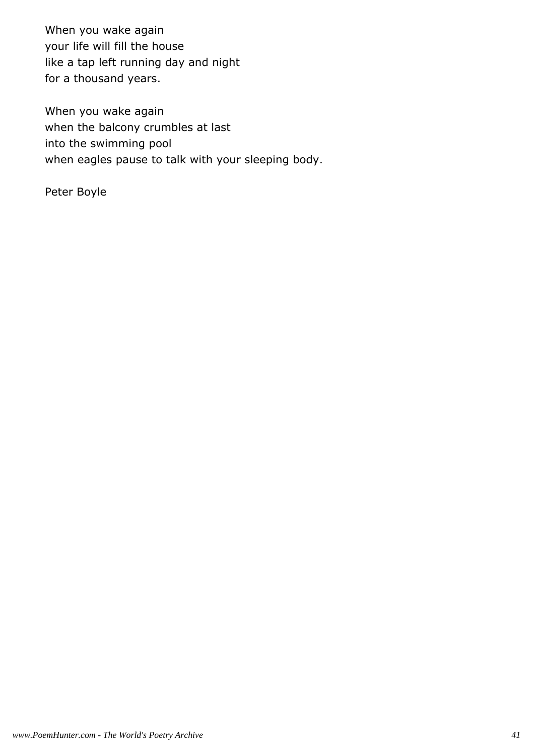When you wake again
your life will fill the house
like a tap left running day and night
for a thousand years.

When you wake again
when the balcony crumbles at last
into the swimming pool
when eagles pause to talk with your sleeping body.

Peter Boyle